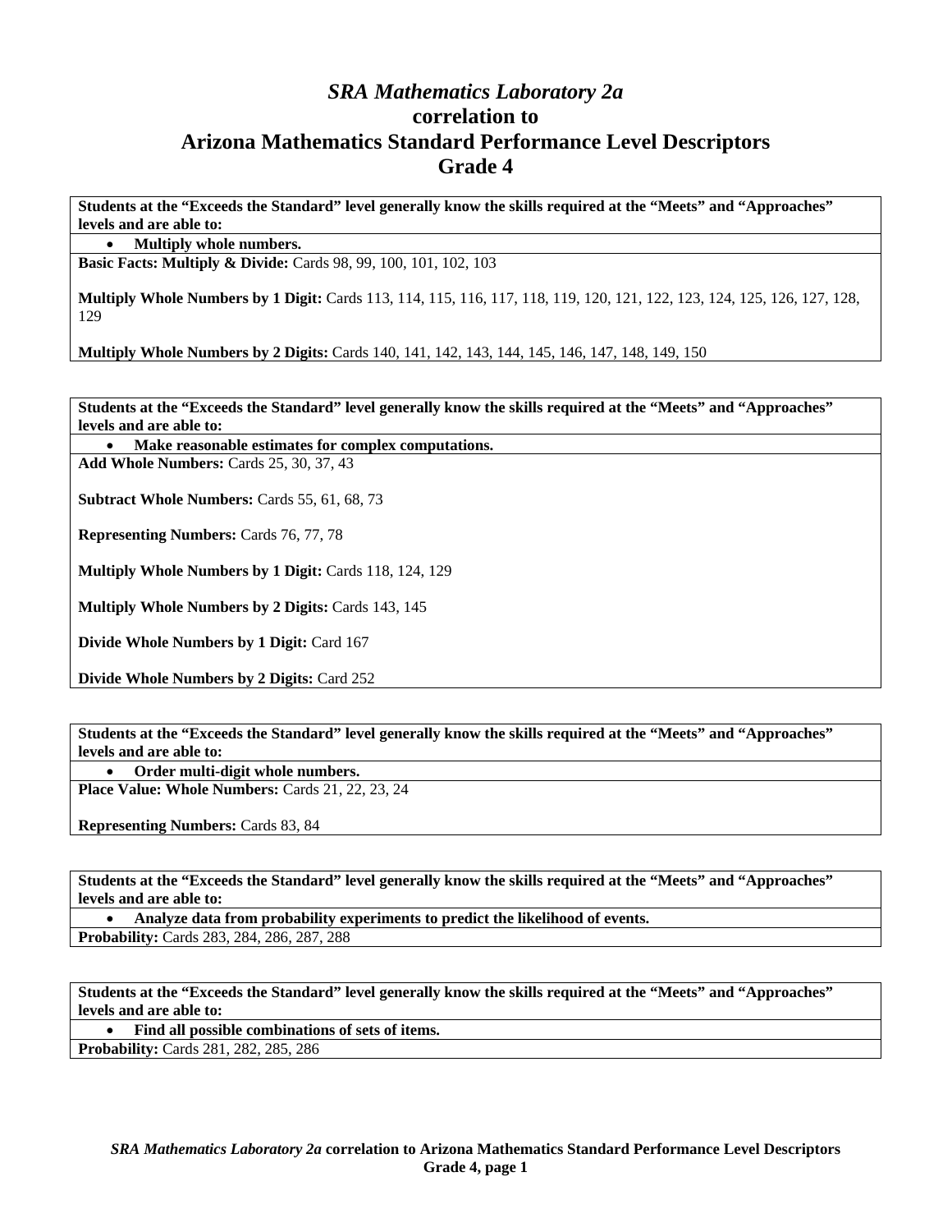# *SRA Mathematics Laboratory 2a*
# correlation to
# Arizona Mathematics Standard Performance Level Descriptors
# Grade 4

**Students at the "Exceeds the Standard" level generally know the skills required at the "Meets" and "Approaches" levels and are able to:**

- **Multiply whole numbers.**

**Basic Facts: Multiply & Divide:** Cards 98, 99, 100, 101, 102, 103

**Multiply Whole Numbers by 1 Digit:** Cards 113, 114, 115, 116, 117, 118, 119, 120, 121, 122, 123, 124, 125, 126, 127, 128, 129

**Multiply Whole Numbers by 2 Digits:** Cards 140, 141, 142, 143, 144, 145, 146, 147, 148, 149, 150

---

**Students at the "Exceeds the Standard" level generally know the skills required at the "Meets" and "Approaches" levels and are able to:**

- **Make reasonable estimates for complex computations.**

**Add Whole Numbers:** Cards 25, 30, 37, 43

**Subtract Whole Numbers:** Cards 55, 61, 68, 73

**Representing Numbers:** Cards 76, 77, 78

**Multiply Whole Numbers by 1 Digit:** Cards 118, 124, 129

**Multiply Whole Numbers by 2 Digits:** Cards 143, 145

**Divide Whole Numbers by 1 Digit:** Card 167

**Divide Whole Numbers by 2 Digits:** Card 252

---

**Students at the "Exceeds the Standard" level generally know the skills required at the "Meets" and "Approaches" levels and are able to:**

- **Order multi-digit whole numbers.**

**Place Value: Whole Numbers:** Cards 21, 22, 23, 24

**Representing Numbers:** Cards 83, 84

---

**Students at the "Exceeds the Standard" level generally know the skills required at the "Meets" and "Approaches" levels and are able to:**

- **Analyze data from probability experiments to predict the likelihood of events.**

**Probability:** Cards 283, 284, 286, 287, 288

---

**Students at the "Exceeds the Standard" level generally know the skills required at the "Meets" and "Approaches" levels and are able to:**

- **Find all possible combinations of sets of items.**

**Probability:** Cards 281, 282, 285, 286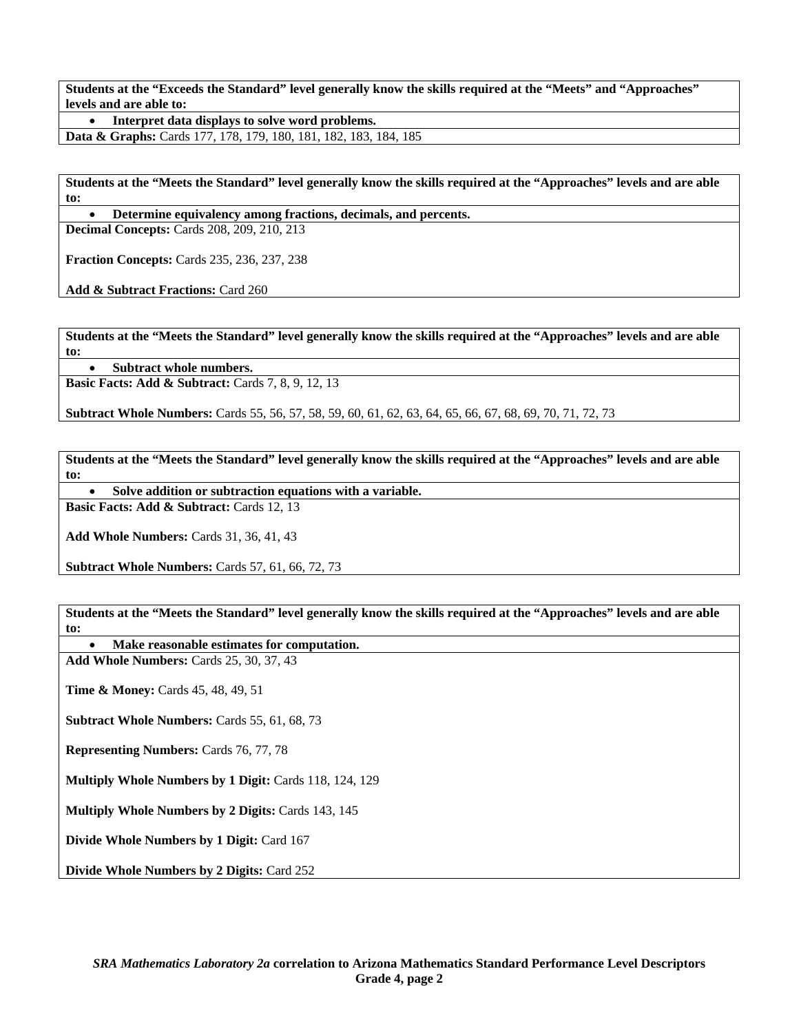| **Students at the "Exceeds the Standard" level generally know the skills required at the "Meets" and "Approaches" levels and are able to:** |
|---|
| • **Interpret data displays to solve word problems.** |
| **Data & Graphs:** Cards 177, 178, 179, 180, 181, 182, 183, 184, 185 |

| **Students at the "Meets the Standard" level generally know the skills required at the "Approaches" levels and are able to:** |
|---|
| • **Determine equivalency among fractions, decimals, and percents.** |
| **Decimal Concepts:** Cards 208, 209, 210, 213<br><br>**Fraction Concepts:** Cards 235, 236, 237, 238<br><br>**Add & Subtract Fractions:** Card 260 |

| **Students at the "Meets the Standard" level generally know the skills required at the "Approaches" levels and are able to:** |
|---|
| • **Subtract whole numbers.** |
| **Basic Facts: Add & Subtract:** Cards 7, 8, 9, 12, 13<br><br>**Subtract Whole Numbers:** Cards 55, 56, 57, 58, 59, 60, 61, 62, 63, 64, 65, 66, 67, 68, 69, 70, 71, 72, 73 |

| **Students at the "Meets the Standard" level generally know the skills required at the "Approaches" levels and are able to:** |
|---|
| • **Solve addition or subtraction equations with a variable.** |
| **Basic Facts: Add & Subtract:** Cards 12, 13<br><br>**Add Whole Numbers:** Cards 31, 36, 41, 43<br><br>**Subtract Whole Numbers:** Cards 57, 61, 66, 72, 73 |

| **Students at the "Meets the Standard" level generally know the skills required at the "Approaches" levels and are able to:** |
|---|
| • **Make reasonable estimates for computation.** |
| **Add Whole Numbers:** Cards 25, 30, 37, 43<br><br>**Time & Money:** Cards 45, 48, 49, 51<br><br>**Subtract Whole Numbers:** Cards 55, 61, 68, 73<br><br>**Representing Numbers:** Cards 76, 77, 78<br><br>**Multiply Whole Numbers by 1 Digit:** Cards 118, 124, 129<br><br>**Multiply Whole Numbers by 2 Digits:** Cards 143, 145<br><br>**Divide Whole Numbers by 1 Digit:** Card 167<br><br>**Divide Whole Numbers by 2 Digits:** Card 252 |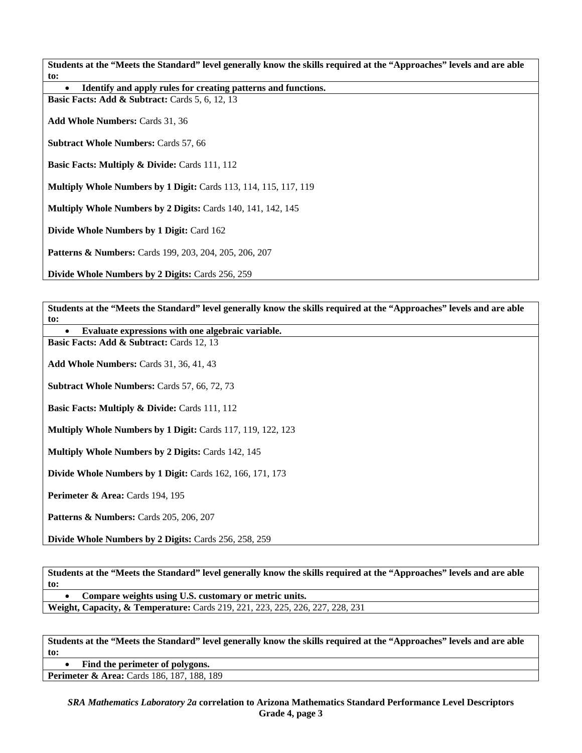**Students at the "Meets the Standard" level generally know the skills required at the "Approaches" levels and are able to:**

- **Identify and apply rules for creating patterns and functions.**

**Basic Facts: Add & Subtract:** Cards 5, 6, 12, 13

**Add Whole Numbers:** Cards 31, 36

**Subtract Whole Numbers:** Cards 57, 66

**Basic Facts: Multiply & Divide:** Cards 111, 112

**Multiply Whole Numbers by 1 Digit:** Cards 113, 114, 115, 117, 119

**Multiply Whole Numbers by 2 Digits:** Cards 140, 141, 142, 145

**Divide Whole Numbers by 1 Digit:** Card 162

**Patterns & Numbers:** Cards 199, 203, 204, 205, 206, 207

**Divide Whole Numbers by 2 Digits:** Cards 256, 259

**Students at the "Meets the Standard" level generally know the skills required at the "Approaches" levels and are able to:**

- **Evaluate expressions with one algebraic variable.**

**Basic Facts: Add & Subtract:** Cards 12, 13

**Add Whole Numbers:** Cards 31, 36, 41, 43

**Subtract Whole Numbers:** Cards 57, 66, 72, 73

**Basic Facts: Multiply & Divide:** Cards 111, 112

**Multiply Whole Numbers by 1 Digit:** Cards 117, 119, 122, 123

**Multiply Whole Numbers by 2 Digits:** Cards 142, 145

**Divide Whole Numbers by 1 Digit:** Cards 162, 166, 171, 173

**Perimeter & Area:** Cards 194, 195

**Patterns & Numbers:** Cards 205, 206, 207

**Divide Whole Numbers by 2 Digits:** Cards 256, 258, 259

**Students at the "Meets the Standard" level generally know the skills required at the "Approaches" levels and are able to:**

- **Compare weights using U.S. customary or metric units.**

**Weight, Capacity, & Temperature:** Cards 219, 221, 223, 225, 226, 227, 228, 231

**Students at the "Meets the Standard" level generally know the skills required at the "Approaches" levels and are able to:**

- **Find the perimeter of polygons.**

**Perimeter & Area:** Cards 186, 187, 188, 189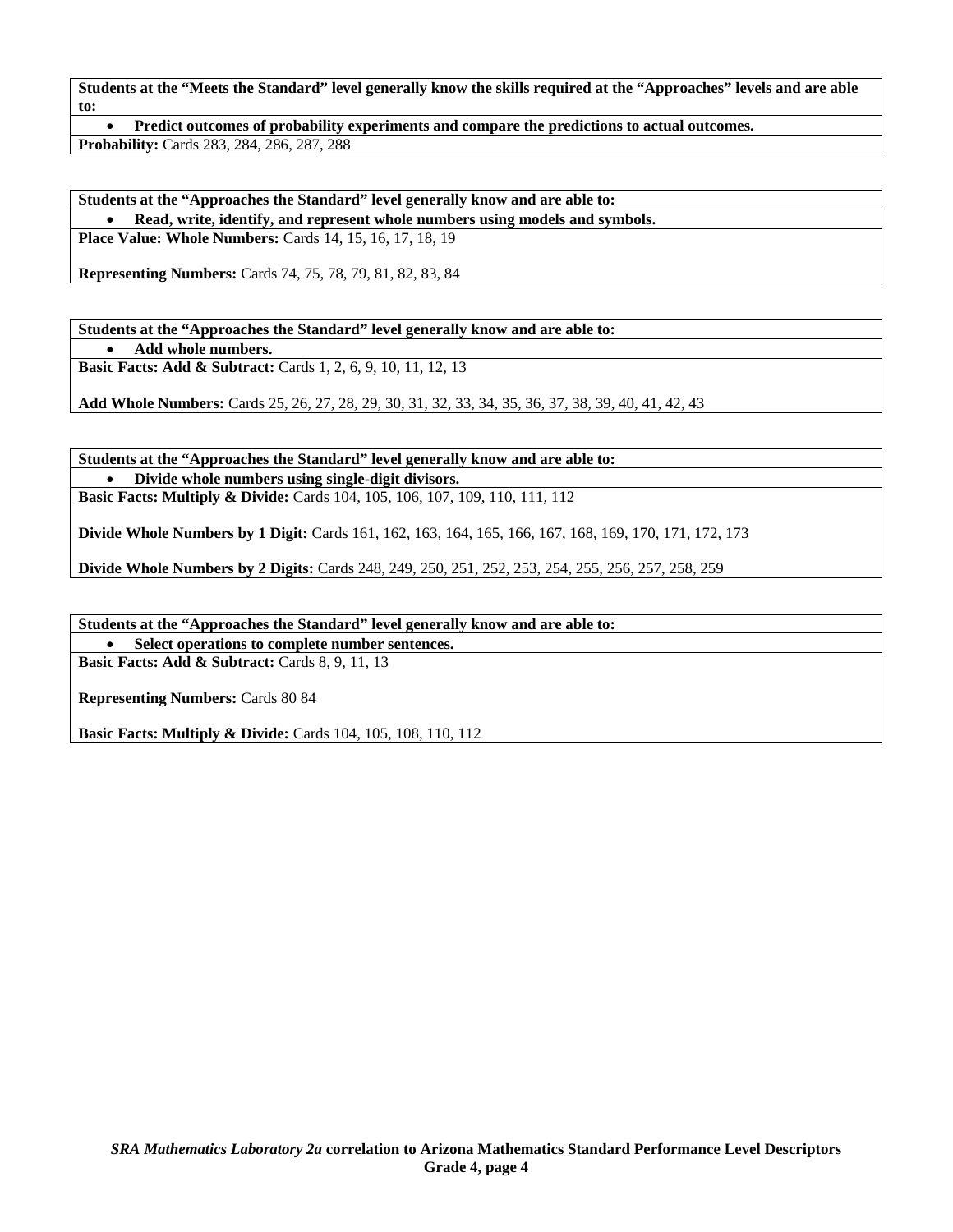**Students at the "Meets the Standard" level generally know the skills required at the "Approaches" levels and are able to:**

- **Predict outcomes of probability experiments and compare the predictions to actual outcomes.**

**Probability:** Cards 283, 284, 286, 287, 288

**Students at the "Approaches the Standard" level generally know and are able to:**

- **Read, write, identify, and represent whole numbers using models and symbols.**

**Place Value: Whole Numbers:** Cards 14, 15, 16, 17, 18, 19

**Representing Numbers:** Cards 74, 75, 78, 79, 81, 82, 83, 84

**Students at the "Approaches the Standard" level generally know and are able to:**

- **Add whole numbers.**

**Basic Facts: Add & Subtract:** Cards 1, 2, 6, 9, 10, 11, 12, 13

**Add Whole Numbers:** Cards 25, 26, 27, 28, 29, 30, 31, 32, 33, 34, 35, 36, 37, 38, 39, 40, 41, 42, 43

**Students at the "Approaches the Standard" level generally know and are able to:**

- **Divide whole numbers using single-digit divisors.**

**Basic Facts: Multiply & Divide:** Cards 104, 105, 106, 107, 109, 110, 111, 112

**Divide Whole Numbers by 1 Digit:** Cards 161, 162, 163, 164, 165, 166, 167, 168, 169, 170, 171, 172, 173

**Divide Whole Numbers by 2 Digits:** Cards 248, 249, 250, 251, 252, 253, 254, 255, 256, 257, 258, 259

**Students at the "Approaches the Standard" level generally know and are able to:**

- **Select operations to complete number sentences.**

**Basic Facts: Add & Subtract:** Cards 8, 9, 11, 13

**Representing Numbers:** Cards 80 84

**Basic Facts: Multiply & Divide:** Cards 104, 105, 108, 110, 112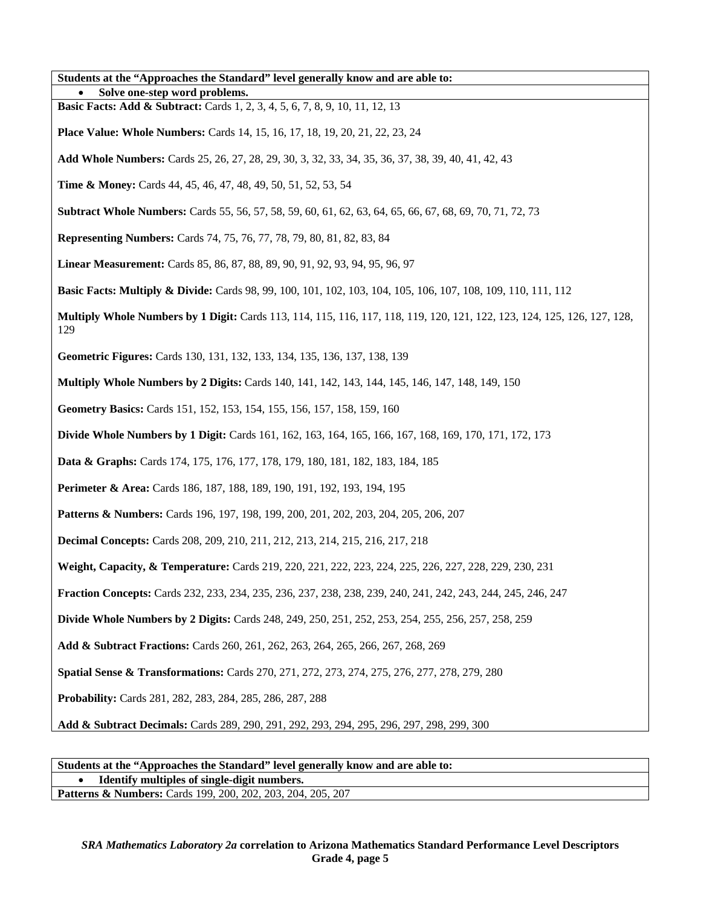**Students at the "Approaches the Standard" level generally know and are able to:**

- **Solve one-step word problems.**

**Basic Facts: Add & Subtract:** Cards 1, 2, 3, 4, 5, 6, 7, 8, 9, 10, 11, 12, 13

**Place Value: Whole Numbers:** Cards 14, 15, 16, 17, 18, 19, 20, 21, 22, 23, 24

**Add Whole Numbers:** Cards 25, 26, 27, 28, 29, 30, 3, 32, 33, 34, 35, 36, 37, 38, 39, 40, 41, 42, 43

**Time & Money:** Cards 44, 45, 46, 47, 48, 49, 50, 51, 52, 53, 54

**Subtract Whole Numbers:** Cards 55, 56, 57, 58, 59, 60, 61, 62, 63, 64, 65, 66, 67, 68, 69, 70, 71, 72, 73

**Representing Numbers:** Cards 74, 75, 76, 77, 78, 79, 80, 81, 82, 83, 84

**Linear Measurement:** Cards 85, 86, 87, 88, 89, 90, 91, 92, 93, 94, 95, 96, 97

**Basic Facts: Multiply & Divide:** Cards 98, 99, 100, 101, 102, 103, 104, 105, 106, 107, 108, 109, 110, 111, 112

**Multiply Whole Numbers by 1 Digit:** Cards 113, 114, 115, 116, 117, 118, 119, 120, 121, 122, 123, 124, 125, 126, 127, 128, 129

**Geometric Figures:** Cards 130, 131, 132, 133, 134, 135, 136, 137, 138, 139

**Multiply Whole Numbers by 2 Digits:** Cards 140, 141, 142, 143, 144, 145, 146, 147, 148, 149, 150

**Geometry Basics:** Cards 151, 152, 153, 154, 155, 156, 157, 158, 159, 160

**Divide Whole Numbers by 1 Digit:** Cards 161, 162, 163, 164, 165, 166, 167, 168, 169, 170, 171, 172, 173

**Data & Graphs:** Cards 174, 175, 176, 177, 178, 179, 180, 181, 182, 183, 184, 185

**Perimeter & Area:** Cards 186, 187, 188, 189, 190, 191, 192, 193, 194, 195

**Patterns & Numbers:** Cards 196, 197, 198, 199, 200, 201, 202, 203, 204, 205, 206, 207

**Decimal Concepts:** Cards 208, 209, 210, 211, 212, 213, 214, 215, 216, 217, 218

**Weight, Capacity, & Temperature:** Cards 219, 220, 221, 222, 223, 224, 225, 226, 227, 228, 229, 230, 231

**Fraction Concepts:** Cards 232, 233, 234, 235, 236, 237, 238, 238, 239, 240, 241, 242, 243, 244, 245, 246, 247

**Divide Whole Numbers by 2 Digits:** Cards 248, 249, 250, 251, 252, 253, 254, 255, 256, 257, 258, 259

**Add & Subtract Fractions:** Cards 260, 261, 262, 263, 264, 265, 266, 267, 268, 269

**Spatial Sense & Transformations:** Cards 270, 271, 272, 273, 274, 275, 276, 277, 278, 279, 280

**Probability:** Cards 281, 282, 283, 284, 285, 286, 287, 288

**Add & Subtract Decimals:** Cards 289, 290, 291, 292, 293, 294, 295, 296, 297, 298, 299, 300

**Students at the "Approaches the Standard" level generally know and are able to:**

- **Identify multiples of single-digit numbers.**

**Patterns & Numbers:** Cards 199, 200, 202, 203, 204, 205, 207

***SRA Mathematics Laboratory 2a* correlation to Arizona Mathematics Standard Performance Level Descriptors**
**Grade 4, page 5**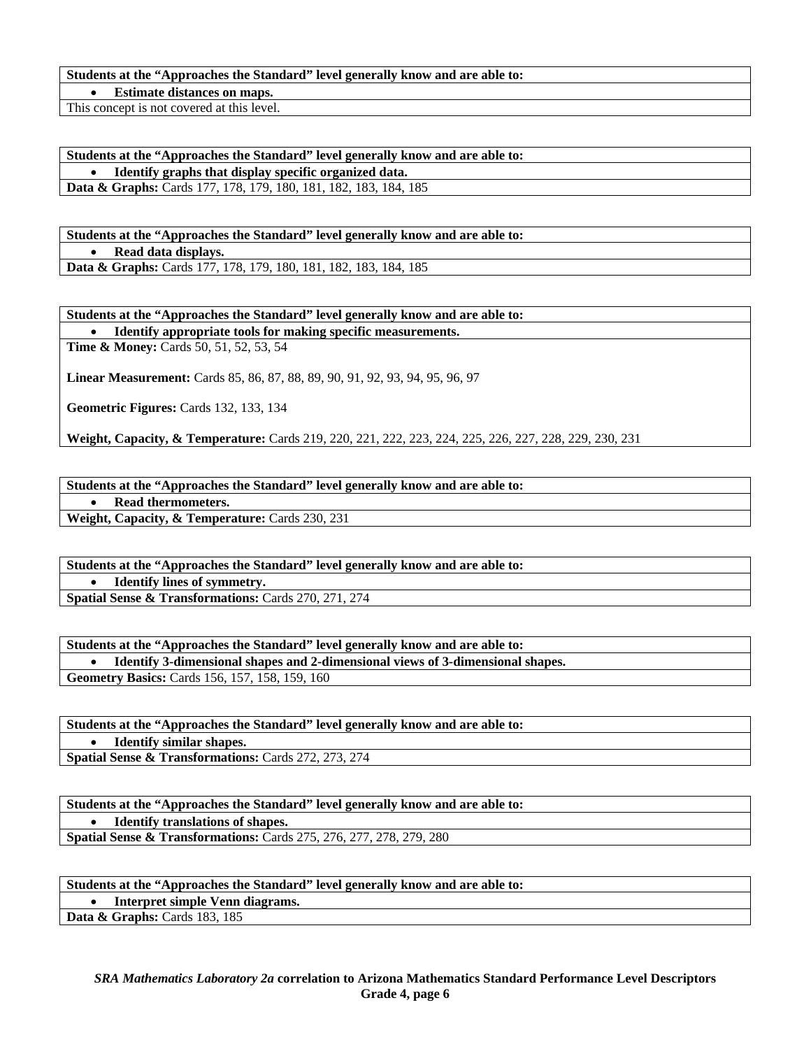| **Students at the "Approaches the Standard" level generally know and are able to:** |
|---|
| • **Estimate distances on maps.** |
| This concept is not covered at this level. |

| **Students at the "Approaches the Standard" level generally know and are able to:** |
|---|
| • **Identify graphs that display specific organized data.** |
| **Data & Graphs:** Cards 177, 178, 179, 180, 181, 182, 183, 184, 185 |

| **Students at the "Approaches the Standard" level generally know and are able to:** |
|---|
| • **Read data displays.** |
| **Data & Graphs:** Cards 177, 178, 179, 180, 181, 182, 183, 184, 185 |

| **Students at the "Approaches the Standard" level generally know and are able to:** |
|---|
| • **Identify appropriate tools for making specific measurements.** |
| **Time & Money:** Cards 50, 51, 52, 53, 54<br><br>**Linear Measurement:** Cards 85, 86, 87, 88, 89, 90, 91, 92, 93, 94, 95, 96, 97<br><br>**Geometric Figures:** Cards 132, 133, 134<br><br>**Weight, Capacity, & Temperature:** Cards 219, 220, 221, 222, 223, 224, 225, 226, 227, 228, 229, 230, 231 |

| **Students at the "Approaches the Standard" level generally know and are able to:** |
|---|
| • **Read thermometers.** |
| **Weight, Capacity, & Temperature:** Cards 230, 231 |

| **Students at the "Approaches the Standard" level generally know and are able to:** |
|---|
| • **Identify lines of symmetry.** |
| **Spatial Sense & Transformations:** Cards 270, 271, 274 |

| **Students at the "Approaches the Standard" level generally know and are able to:** |
|---|
| • **Identify 3-dimensional shapes and 2-dimensional views of 3-dimensional shapes.** |
| **Geometry Basics:** Cards 156, 157, 158, 159, 160 |

| **Students at the "Approaches the Standard" level generally know and are able to:** |
|---|
| • **Identify similar shapes.** |
| **Spatial Sense & Transformations:** Cards 272, 273, 274 |

| **Students at the "Approaches the Standard" level generally know and are able to:** |
|---|
| • **Identify translations of shapes.** |
| **Spatial Sense & Transformations:** Cards 275, 276, 277, 278, 279, 280 |

| **Students at the "Approaches the Standard" level generally know and are able to:** |
|---|
| • **Interpret simple Venn diagrams.** |
| **Data & Graphs:** Cards 183, 185 |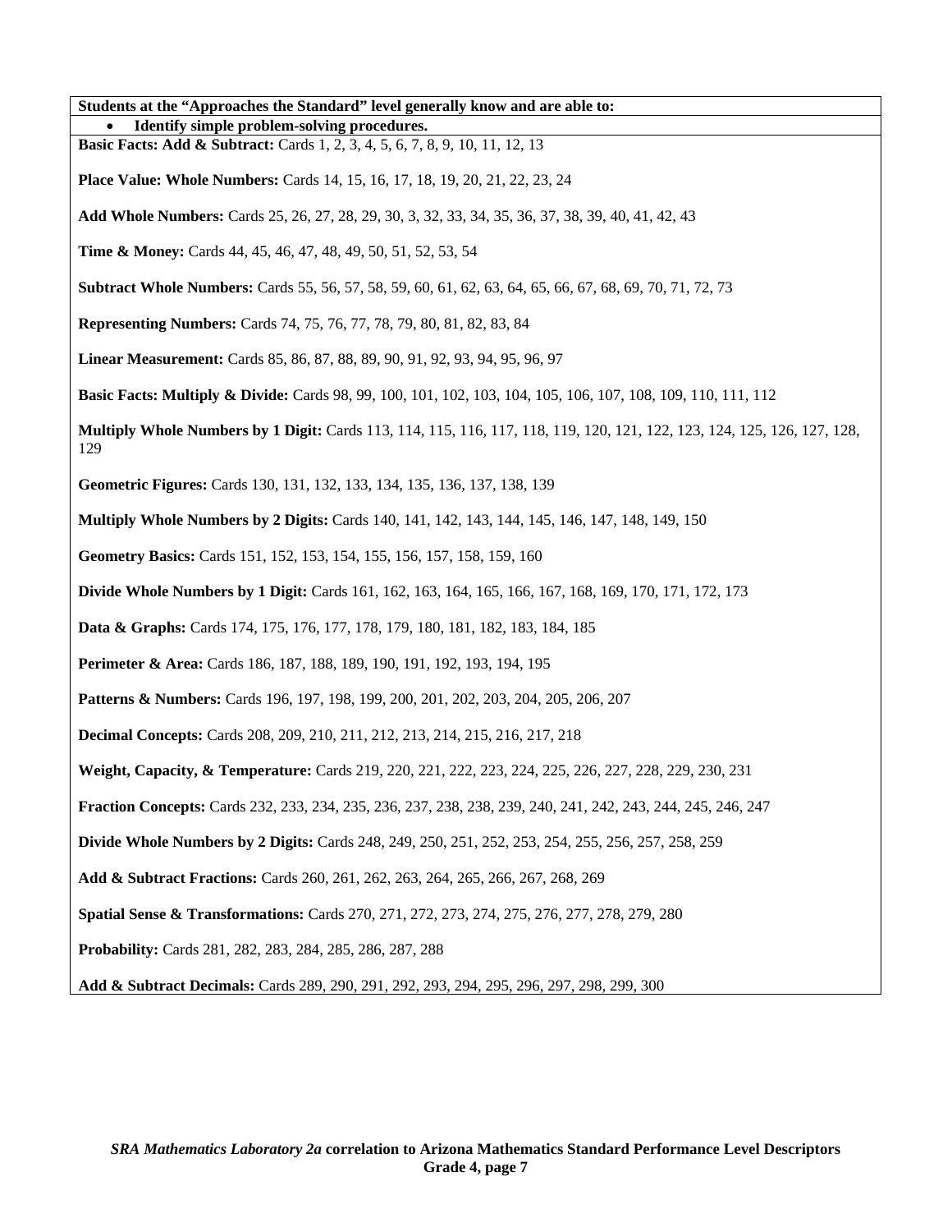**Students at the "Approaches the Standard" level generally know and are able to:**

- **Identify simple problem-solving procedures.**

**Basic Facts: Add & Subtract:** Cards 1, 2, 3, 4, 5, 6, 7, 8, 9, 10, 11, 12, 13

**Place Value: Whole Numbers:** Cards 14, 15, 16, 17, 18, 19, 20, 21, 22, 23, 24

**Add Whole Numbers:** Cards 25, 26, 27, 28, 29, 30, 3, 32, 33, 34, 35, 36, 37, 38, 39, 40, 41, 42, 43

**Time & Money:** Cards 44, 45, 46, 47, 48, 49, 50, 51, 52, 53, 54

**Subtract Whole Numbers:** Cards 55, 56, 57, 58, 59, 60, 61, 62, 63, 64, 65, 66, 67, 68, 69, 70, 71, 72, 73

**Representing Numbers:** Cards 74, 75, 76, 77, 78, 79, 80, 81, 82, 83, 84

**Linear Measurement:** Cards 85, 86, 87, 88, 89, 90, 91, 92, 93, 94, 95, 96, 97

**Basic Facts: Multiply & Divide:** Cards 98, 99, 100, 101, 102, 103, 104, 105, 106, 107, 108, 109, 110, 111, 112

**Multiply Whole Numbers by 1 Digit:** Cards 113, 114, 115, 116, 117, 118, 119, 120, 121, 122, 123, 124, 125, 126, 127, 128, 129

**Geometric Figures:** Cards 130, 131, 132, 133, 134, 135, 136, 137, 138, 139

**Multiply Whole Numbers by 2 Digits:** Cards 140, 141, 142, 143, 144, 145, 146, 147, 148, 149, 150

**Geometry Basics:** Cards 151, 152, 153, 154, 155, 156, 157, 158, 159, 160

**Divide Whole Numbers by 1 Digit:** Cards 161, 162, 163, 164, 165, 166, 167, 168, 169, 170, 171, 172, 173

**Data & Graphs:** Cards 174, 175, 176, 177, 178, 179, 180, 181, 182, 183, 184, 185

**Perimeter & Area:** Cards 186, 187, 188, 189, 190, 191, 192, 193, 194, 195

**Patterns & Numbers:** Cards 196, 197, 198, 199, 200, 201, 202, 203, 204, 205, 206, 207

**Decimal Concepts:** Cards 208, 209, 210, 211, 212, 213, 214, 215, 216, 217, 218

**Weight, Capacity, & Temperature:** Cards 219, 220, 221, 222, 223, 224, 225, 226, 227, 228, 229, 230, 231

**Fraction Concepts:** Cards 232, 233, 234, 235, 236, 237, 238, 238, 239, 240, 241, 242, 243, 244, 245, 246, 247

**Divide Whole Numbers by 2 Digits:** Cards 248, 249, 250, 251, 252, 253, 254, 255, 256, 257, 258, 259

**Add & Subtract Fractions:** Cards 260, 261, 262, 263, 264, 265, 266, 267, 268, 269

**Spatial Sense & Transformations:** Cards 270, 271, 272, 273, 274, 275, 276, 277, 278, 279, 280

**Probability:** Cards 281, 282, 283, 284, 285, 286, 287, 288

**Add & Subtract Decimals:** Cards 289, 290, 291, 292, 293, 294, 295, 296, 297, 298, 299, 300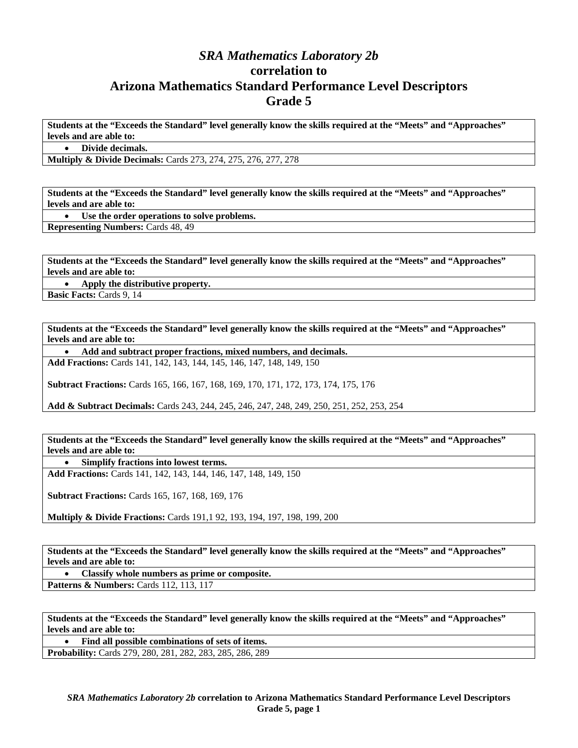# *SRA Mathematics Laboratory 2b*
# correlation to
# Arizona Mathematics Standard Performance Level Descriptors
# Grade 5

| Students at the "Exceeds the Standard" level generally know the skills required at the "Meets" and "Approaches" levels and are able to: |
|---|
| • **Divide decimals.** |
| **Multiply & Divide Decimals:** Cards 273, 274, 275, 276, 277, 278 |

| Students at the "Exceeds the Standard" level generally know the skills required at the "Meets" and "Approaches" levels and are able to: |
|---|
| • **Use the order operations to solve problems.** |
| **Representing Numbers:** Cards 48, 49 |

| Students at the "Exceeds the Standard" level generally know the skills required at the "Meets" and "Approaches" levels and are able to: |
|---|
| • **Apply the distributive property.** |
| **Basic Facts:** Cards 9, 14 |

| Students at the "Exceeds the Standard" level generally know the skills required at the "Meets" and "Approaches" levels and are able to: |
|---|
| • **Add and subtract proper fractions, mixed numbers, and decimals.** |
| **Add Fractions:** Cards 141, 142, 143, 144, 145, 146, 147, 148, 149, 150<br><br>**Subtract Fractions:** Cards 165, 166, 167, 168, 169, 170, 171, 172, 173, 174, 175, 176<br><br>**Add & Subtract Decimals:** Cards 243, 244, 245, 246, 247, 248, 249, 250, 251, 252, 253, 254 |

| Students at the "Exceeds the Standard" level generally know the skills required at the "Meets" and "Approaches" levels and are able to: |
|---|
| • **Simplify fractions into lowest terms.** |
| **Add Fractions:** Cards 141, 142, 143, 144, 146, 147, 148, 149, 150<br><br>**Subtract Fractions:** Cards 165, 167, 168, 169, 176<br><br>**Multiply & Divide Fractions:** Cards 191,1 92, 193, 194, 197, 198, 199, 200 |

| Students at the "Exceeds the Standard" level generally know the skills required at the "Meets" and "Approaches" levels and are able to: |
|---|
| • **Classify whole numbers as prime or composite.** |
| **Patterns & Numbers:** Cards 112, 113, 117 |

| Students at the "Exceeds the Standard" level generally know the skills required at the "Meets" and "Approaches" levels and are able to: |
|---|
| • **Find all possible combinations of sets of items.** |
| **Probability:** Cards 279, 280, 281, 282, 283, 285, 286, 289 |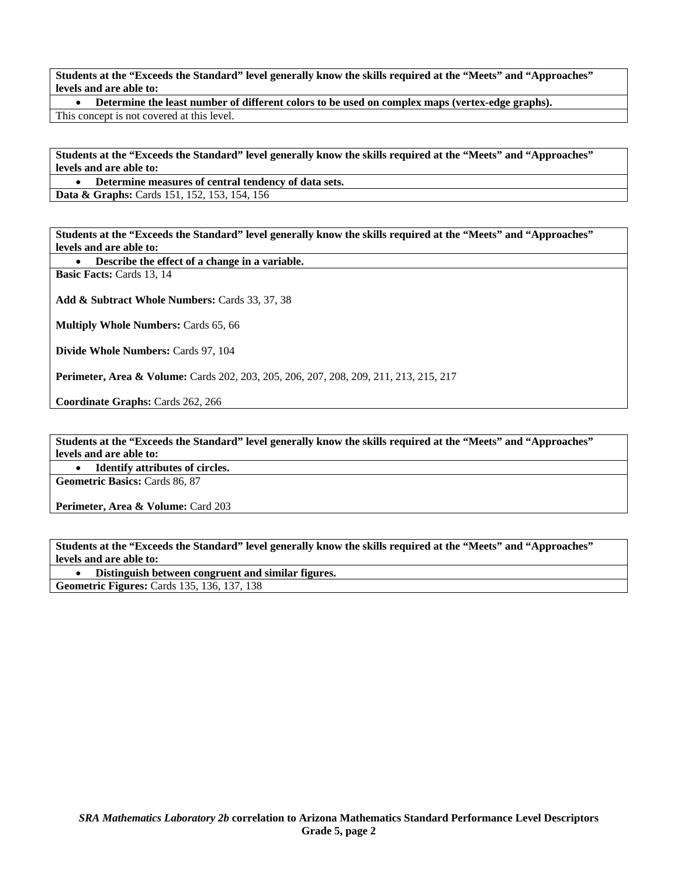**Students at the "Exceeds the Standard" level generally know the skills required at the "Meets" and "Approaches" levels and are able to:**

- **Determine the least number of different colors to be used on complex maps (vertex-edge graphs).**

This concept is not covered at this level.

**Students at the "Exceeds the Standard" level generally know the skills required at the "Meets" and "Approaches" levels and are able to:**

- **Determine measures of central tendency of data sets.**

**Data & Graphs:** Cards 151, 152, 153, 154, 156

**Students at the "Exceeds the Standard" level generally know the skills required at the "Meets" and "Approaches" levels and are able to:**

- **Describe the effect of a change in a variable.**

**Basic Facts:** Cards 13, 14

**Add & Subtract Whole Numbers:** Cards 33, 37, 38

**Multiply Whole Numbers:** Cards 65, 66

**Divide Whole Numbers:** Cards 97, 104

**Perimeter, Area & Volume:** Cards 202, 203, 205, 206, 207, 208, 209, 211, 213, 215, 217

**Coordinate Graphs:** Cards 262, 266

**Students at the "Exceeds the Standard" level generally know the skills required at the "Meets" and "Approaches" levels and are able to:**

- **Identify attributes of circles.**

**Geometric Basics:** Cards 86, 87

**Perimeter, Area & Volume:** Card 203

**Students at the "Exceeds the Standard" level generally know the skills required at the "Meets" and "Approaches" levels and are able to:**

- **Distinguish between congruent and similar figures.**

**Geometric Figures:** Cards 135, 136, 137, 138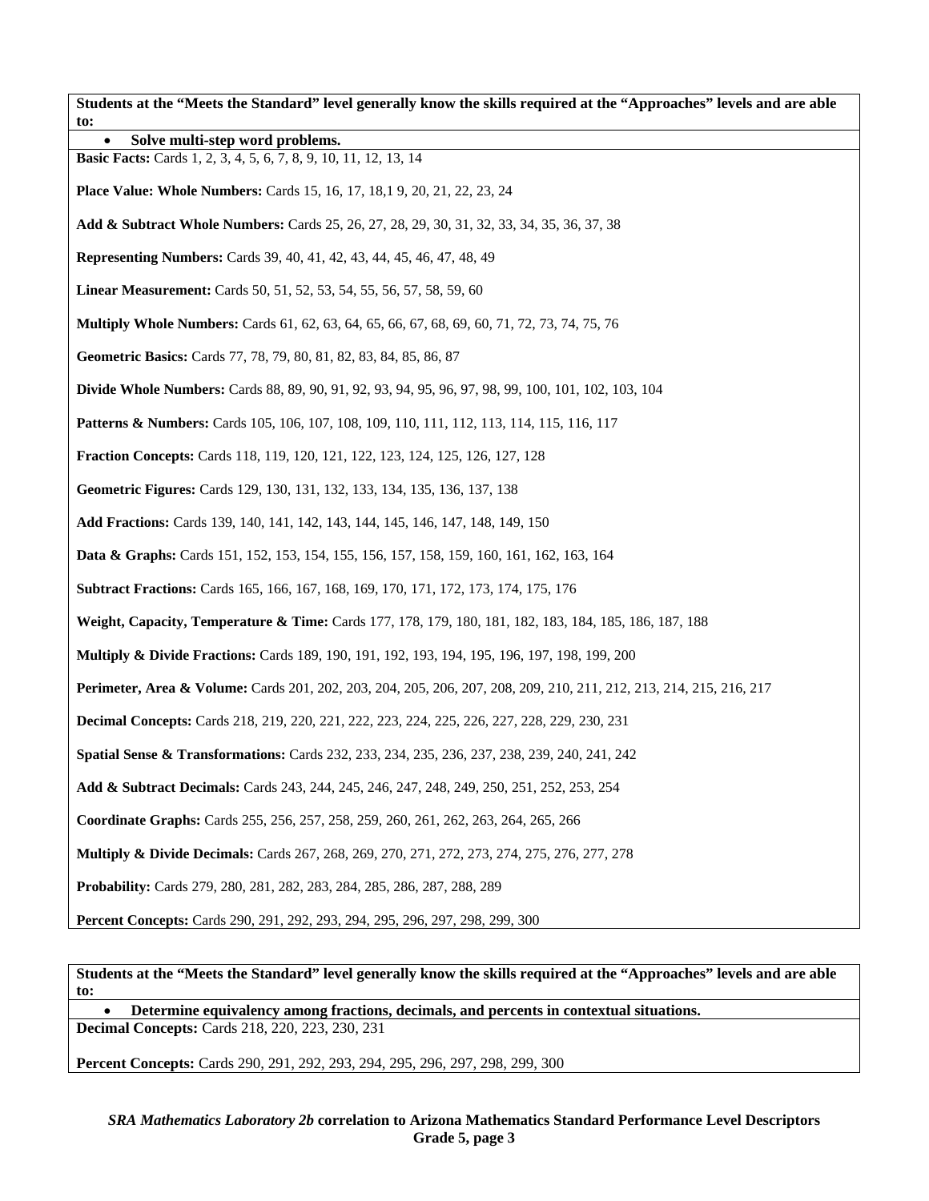**Students at the "Meets the Standard" level generally know the skills required at the "Approaches" levels and are able to:**

- **Solve multi-step word problems.**

**Basic Facts:** Cards 1, 2, 3, 4, 5, 6, 7, 8, 9, 10, 11, 12, 13, 14

**Place Value: Whole Numbers:** Cards 15, 16, 17, 18,1 9, 20, 21, 22, 23, 24

**Add & Subtract Whole Numbers:** Cards 25, 26, 27, 28, 29, 30, 31, 32, 33, 34, 35, 36, 37, 38

**Representing Numbers:** Cards 39, 40, 41, 42, 43, 44, 45, 46, 47, 48, 49

**Linear Measurement:** Cards 50, 51, 52, 53, 54, 55, 56, 57, 58, 59, 60

**Multiply Whole Numbers:** Cards 61, 62, 63, 64, 65, 66, 67, 68, 69, 60, 71, 72, 73, 74, 75, 76

**Geometric Basics:** Cards 77, 78, 79, 80, 81, 82, 83, 84, 85, 86, 87

**Divide Whole Numbers:** Cards 88, 89, 90, 91, 92, 93, 94, 95, 96, 97, 98, 99, 100, 101, 102, 103, 104

**Patterns & Numbers:** Cards 105, 106, 107, 108, 109, 110, 111, 112, 113, 114, 115, 116, 117

**Fraction Concepts:** Cards 118, 119, 120, 121, 122, 123, 124, 125, 126, 127, 128

**Geometric Figures:** Cards 129, 130, 131, 132, 133, 134, 135, 136, 137, 138

**Add Fractions:** Cards 139, 140, 141, 142, 143, 144, 145, 146, 147, 148, 149, 150

**Data & Graphs:** Cards 151, 152, 153, 154, 155, 156, 157, 158, 159, 160, 161, 162, 163, 164

**Subtract Fractions:** Cards 165, 166, 167, 168, 169, 170, 171, 172, 173, 174, 175, 176

**Weight, Capacity, Temperature & Time:** Cards 177, 178, 179, 180, 181, 182, 183, 184, 185, 186, 187, 188

**Multiply & Divide Fractions:** Cards 189, 190, 191, 192, 193, 194, 195, 196, 197, 198, 199, 200

**Perimeter, Area & Volume:** Cards 201, 202, 203, 204, 205, 206, 207, 208, 209, 210, 211, 212, 213, 214, 215, 216, 217

**Decimal Concepts:** Cards 218, 219, 220, 221, 222, 223, 224, 225, 226, 227, 228, 229, 230, 231

**Spatial Sense & Transformations:** Cards 232, 233, 234, 235, 236, 237, 238, 239, 240, 241, 242

**Add & Subtract Decimals:** Cards 243, 244, 245, 246, 247, 248, 249, 250, 251, 252, 253, 254

**Coordinate Graphs:** Cards 255, 256, 257, 258, 259, 260, 261, 262, 263, 264, 265, 266

**Multiply & Divide Decimals:** Cards 267, 268, 269, 270, 271, 272, 273, 274, 275, 276, 277, 278

**Probability:** Cards 279, 280, 281, 282, 283, 284, 285, 286, 287, 288, 289

**Percent Concepts:** Cards 290, 291, 292, 293, 294, 295, 296, 297, 298, 299, 300

**Students at the "Meets the Standard" level generally know the skills required at the "Approaches" levels and are able to:**

- **Determine equivalency among fractions, decimals, and percents in contextual situations.**

**Decimal Concepts:** Cards 218, 220, 223, 230, 231

**Percent Concepts:** Cards 290, 291, 292, 293, 294, 295, 296, 297, 298, 299, 300

***SRA Mathematics Laboratory 2b* correlation to Arizona Mathematics Standard Performance Level Descriptors**
**Grade 5, page 3**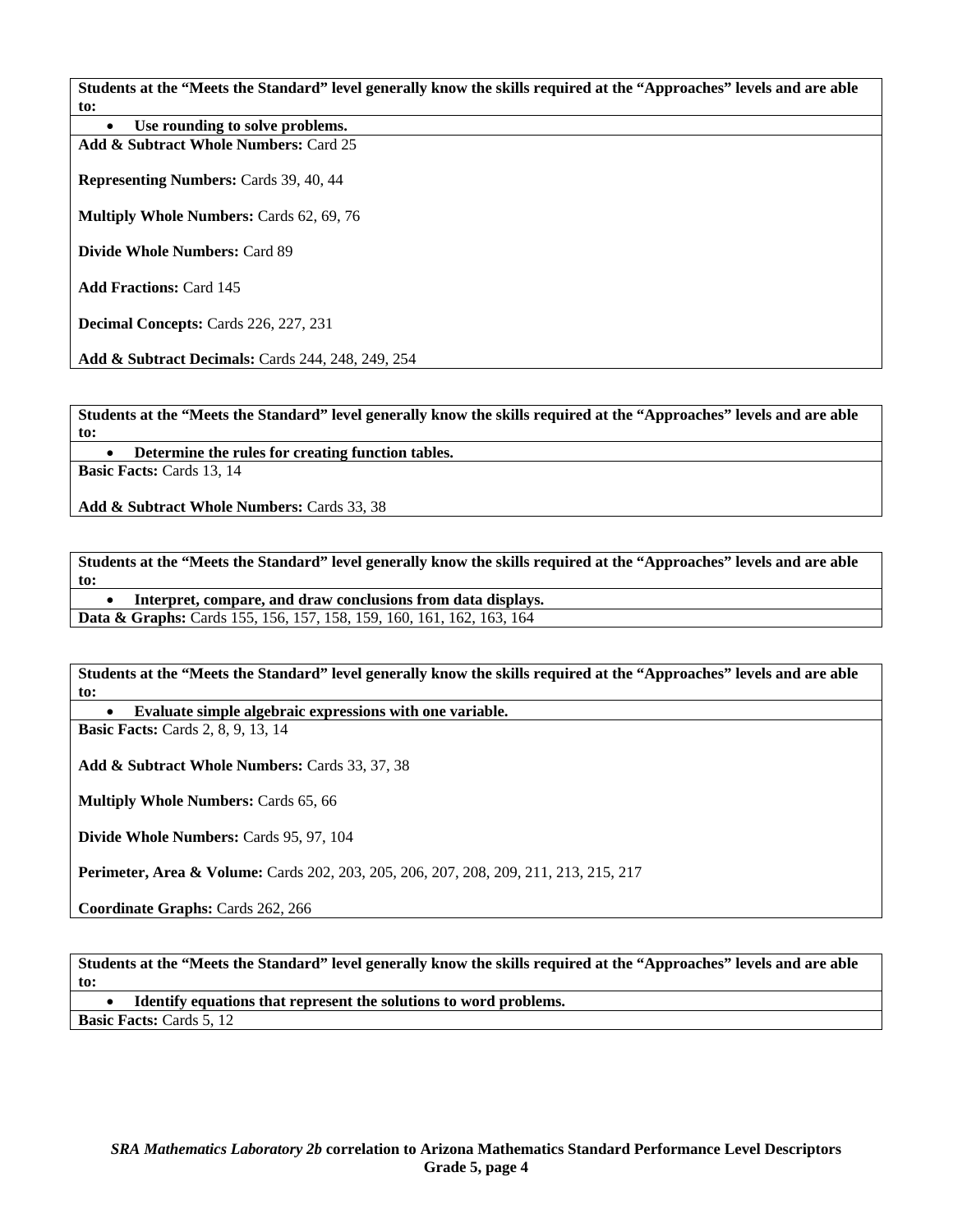| Students at the "Meets the Standard" level generally know the skills required at the "Approaches" levels and are able to: |
|---|
| • **Use rounding to solve problems.** |
| **Add & Subtract Whole Numbers:** Card 25<br><br>**Representing Numbers:** Cards 39, 40, 44<br><br>**Multiply Whole Numbers:** Cards 62, 69, 76<br><br>**Divide Whole Numbers:** Card 89<br><br>**Add Fractions:** Card 145<br><br>**Decimal Concepts:** Cards 226, 227, 231<br><br>**Add & Subtract Decimals:** Cards 244, 248, 249, 254 |

| Students at the "Meets the Standard" level generally know the skills required at the "Approaches" levels and are able to: |
|---|
| • **Determine the rules for creating function tables.** |
| **Basic Facts:** Cards 13, 14<br><br>**Add & Subtract Whole Numbers:** Cards 33, 38 |

| Students at the "Meets the Standard" level generally know the skills required at the "Approaches" levels and are able to: |
|---|
| • **Interpret, compare, and draw conclusions from data displays.** |
| **Data & Graphs:** Cards 155, 156, 157, 158, 159, 160, 161, 162, 163, 164 |

| Students at the "Meets the Standard" level generally know the skills required at the "Approaches" levels and are able to: |
|---|
| • **Evaluate simple algebraic expressions with one variable.** |
| **Basic Facts:** Cards 2, 8, 9, 13, 14<br><br>**Add & Subtract Whole Numbers:** Cards 33, 37, 38<br><br>**Multiply Whole Numbers:** Cards 65, 66<br><br>**Divide Whole Numbers:** Cards 95, 97, 104<br><br>**Perimeter, Area & Volume:** Cards 202, 203, 205, 206, 207, 208, 209, 211, 213, 215, 217<br><br>**Coordinate Graphs:** Cards 262, 266 |

| Students at the "Meets the Standard" level generally know the skills required at the "Approaches" levels and are able to: |
|---|
| • **Identify equations that represent the solutions to word problems.** |
| **Basic Facts:** Cards 5, 12 |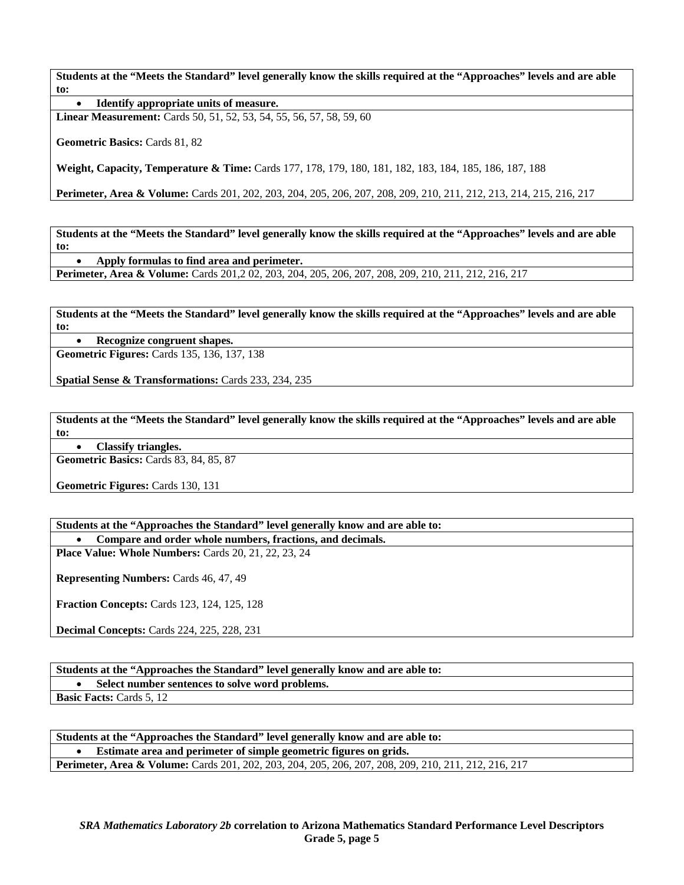**Students at the "Meets the Standard" level generally know the skills required at the "Approaches" levels and are able to:**

- **Identify appropriate units of measure.**

**Linear Measurement:** Cards 50, 51, 52, 53, 54, 55, 56, 57, 58, 59, 60

**Geometric Basics:** Cards 81, 82

**Weight, Capacity, Temperature & Time:** Cards 177, 178, 179, 180, 181, 182, 183, 184, 185, 186, 187, 188

**Perimeter, Area & Volume:** Cards 201, 202, 203, 204, 205, 206, 207, 208, 209, 210, 211, 212, 213, 214, 215, 216, 217

**Students at the "Meets the Standard" level generally know the skills required at the "Approaches" levels and are able to:**

- **Apply formulas to find area and perimeter.**

**Perimeter, Area & Volume:** Cards 201,2 02, 203, 204, 205, 206, 207, 208, 209, 210, 211, 212, 216, 217

**Students at the "Meets the Standard" level generally know the skills required at the "Approaches" levels and are able to:**

- **Recognize congruent shapes.**

**Geometric Figures:** Cards 135, 136, 137, 138

**Spatial Sense & Transformations:** Cards 233, 234, 235

**Students at the "Meets the Standard" level generally know the skills required at the "Approaches" levels and are able to:**

- **Classify triangles.**

**Geometric Basics:** Cards 83, 84, 85, 87

**Geometric Figures:** Cards 130, 131

**Students at the "Approaches the Standard" level generally know and are able to:**

- **Compare and order whole numbers, fractions, and decimals.**

**Place Value: Whole Numbers:** Cards 20, 21, 22, 23, 24

**Representing Numbers:** Cards 46, 47, 49

**Fraction Concepts:** Cards 123, 124, 125, 128

**Decimal Concepts:** Cards 224, 225, 228, 231

**Students at the "Approaches the Standard" level generally know and are able to:**

- **Select number sentences to solve word problems.**

**Basic Facts:** Cards 5, 12

**Students at the "Approaches the Standard" level generally know and are able to:**

- **Estimate area and perimeter of simple geometric figures on grids.**

**Perimeter, Area & Volume:** Cards 201, 202, 203, 204, 205, 206, 207, 208, 209, 210, 211, 212, 216, 217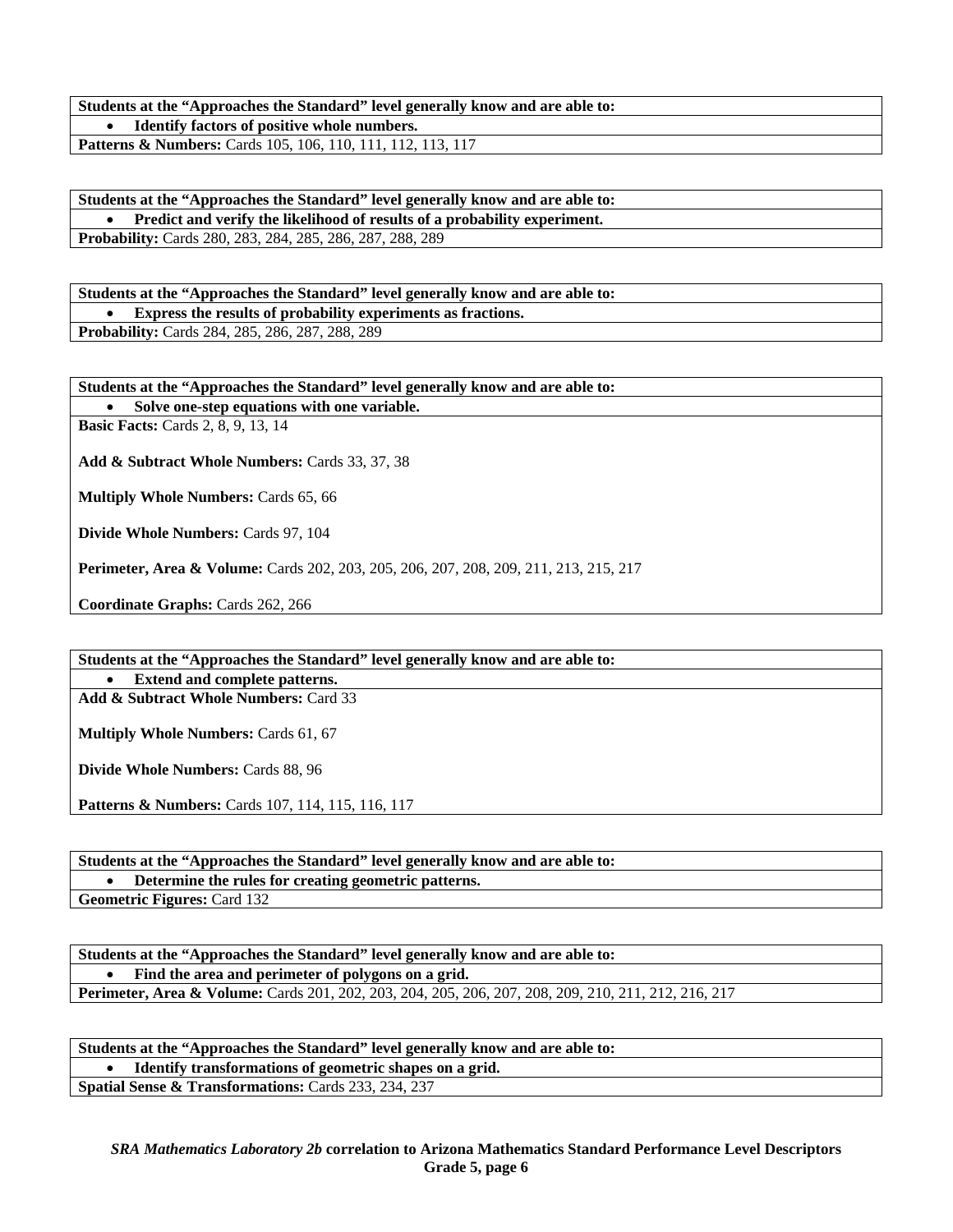**Students at the “Approaches the Standard” level generally know and are able to:**

- **Identify factors of positive whole numbers.**

**Patterns & Numbers:** Cards 105, 106, 110, 111, 112, 113, 117

**Students at the “Approaches the Standard” level generally know and are able to:**

- **Predict and verify the likelihood of results of a probability experiment.**

**Probability:** Cards 280, 283, 284, 285, 286, 287, 288, 289

**Students at the “Approaches the Standard” level generally know and are able to:**

- **Express the results of probability experiments as fractions.**

**Probability:** Cards 284, 285, 286, 287, 288, 289

**Students at the “Approaches the Standard” level generally know and are able to:**

- **Solve one-step equations with one variable.**

**Basic Facts:** Cards 2, 8, 9, 13, 14

**Add & Subtract Whole Numbers:** Cards 33, 37, 38

**Multiply Whole Numbers:** Cards 65, 66

**Divide Whole Numbers:** Cards 97, 104

**Perimeter, Area & Volume:** Cards 202, 203, 205, 206, 207, 208, 209, 211, 213, 215, 217

**Coordinate Graphs:** Cards 262, 266

**Students at the “Approaches the Standard” level generally know and are able to:**

- **Extend and complete patterns.**

**Add & Subtract Whole Numbers:** Card 33

**Multiply Whole Numbers:** Cards 61, 67

**Divide Whole Numbers:** Cards 88, 96

**Patterns & Numbers:** Cards 107, 114, 115, 116, 117

**Students at the “Approaches the Standard” level generally know and are able to:**

- **Determine the rules for creating geometric patterns.**

**Geometric Figures:** Card 132

**Students at the “Approaches the Standard” level generally know and are able to:**

- **Find the area and perimeter of polygons on a grid.**

**Perimeter, Area & Volume:** Cards 201, 202, 203, 204, 205, 206, 207, 208, 209, 210, 211, 212, 216, 217

**Students at the “Approaches the Standard” level generally know and are able to:**

- **Identify transformations of geometric shapes on a grid.**

**Spatial Sense & Transformations:** Cards 233, 234, 237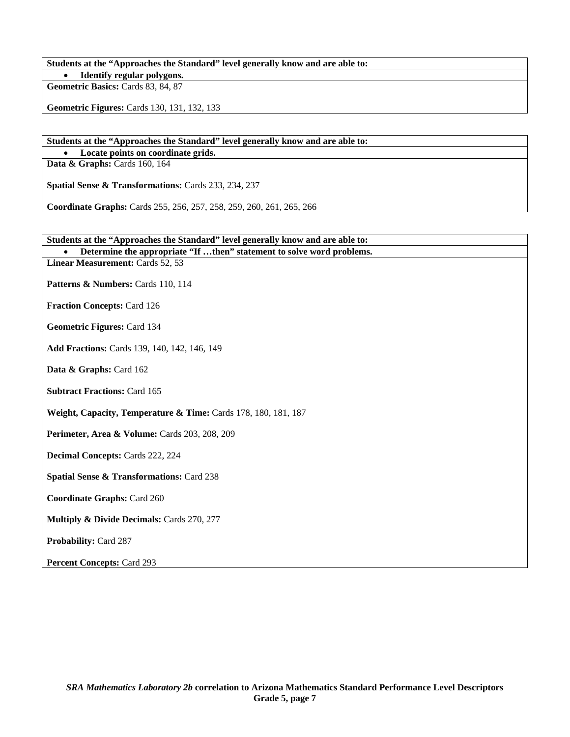| Students at the "Approaches the Standard" level generally know and are able to: |
|---|
| • **Identify regular polygons.** |
| **Geometric Basics:** Cards 83, 84, 87<br><br>**Geometric Figures:** Cards 130, 131, 132, 133 |

| Students at the "Approaches the Standard" level generally know and are able to: |
|---|
| • **Locate points on coordinate grids.** |
| **Data & Graphs:** Cards 160, 164<br><br>**Spatial Sense & Transformations:** Cards 233, 234, 237<br><br>**Coordinate Graphs:** Cards 255, 256, 257, 258, 259, 260, 261, 265, 266 |

| Students at the "Approaches the Standard" level generally know and are able to: |
|---|
| • **Determine the appropriate "If …then" statement to solve word problems.** |
| **Linear Measurement:** Cards 52, 53<br><br>**Patterns & Numbers:** Cards 110, 114<br><br>**Fraction Concepts:** Card 126<br><br>**Geometric Figures:** Card 134<br><br>**Add Fractions:** Cards 139, 140, 142, 146, 149<br><br>**Data & Graphs:** Card 162<br><br>**Subtract Fractions:** Card 165<br><br>**Weight, Capacity, Temperature & Time:** Cards 178, 180, 181, 187<br><br>**Perimeter, Area & Volume:** Cards 203, 208, 209<br><br>**Decimal Concepts:** Cards 222, 224<br><br>**Spatial Sense & Transformations:** Card 238<br><br>**Coordinate Graphs:** Card 260<br><br>**Multiply & Divide Decimals:** Cards 270, 277<br><br>**Probability:** Card 287<br><br>**Percent Concepts:** Card 293 |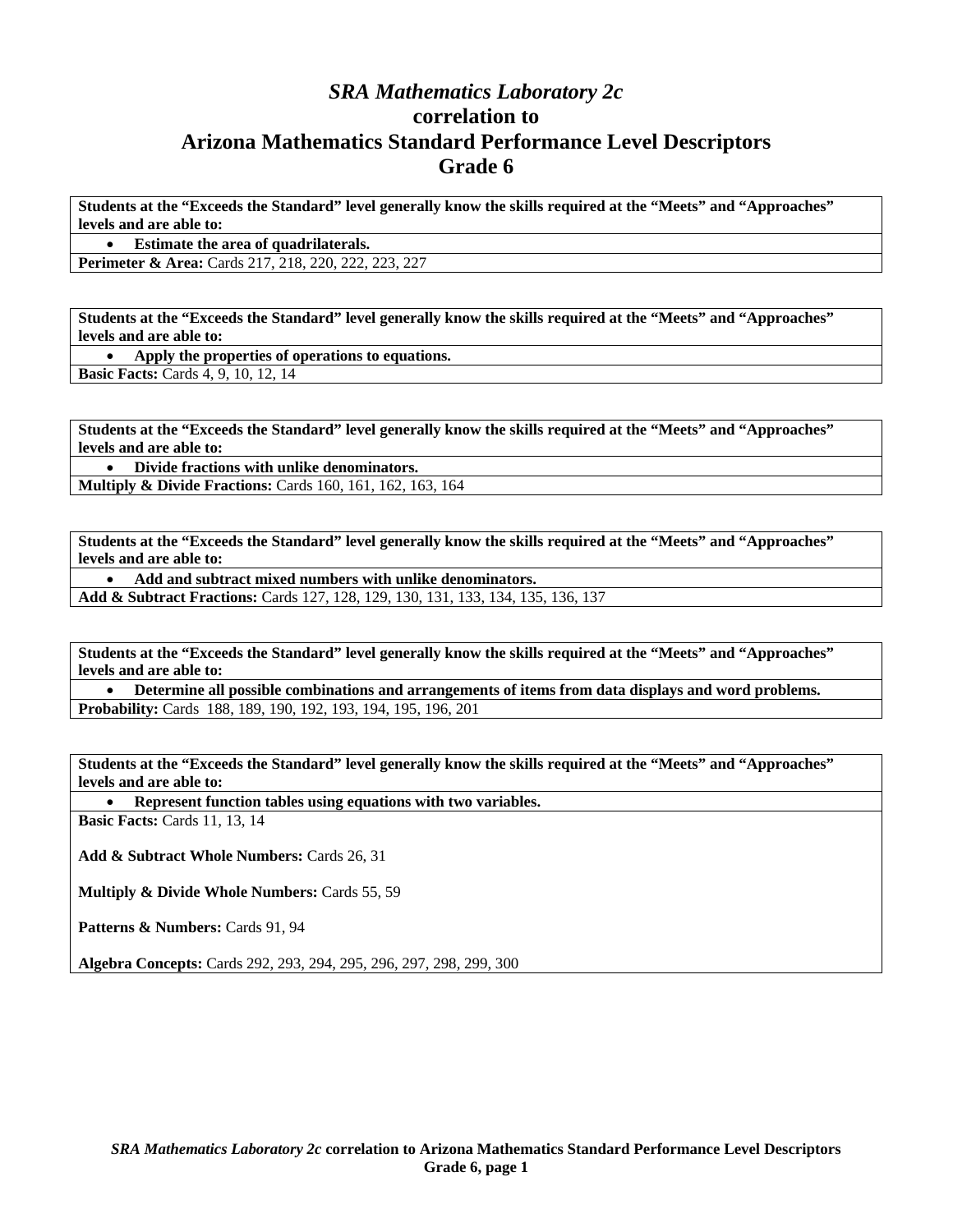# *SRA Mathematics Laboratory 2c* correlation to Arizona Mathematics Standard Performance Level Descriptors Grade 6

**Students at the "Exceeds the Standard" level generally know the skills required at the "Meets" and "Approaches" levels and are able to:**

- **Estimate the area of quadrilaterals.**

**Perimeter & Area:** Cards 217, 218, 220, 222, 223, 227

**Students at the "Exceeds the Standard" level generally know the skills required at the "Meets" and "Approaches" levels and are able to:**

- **Apply the properties of operations to equations.**

**Basic Facts:** Cards 4, 9, 10, 12, 14

**Students at the "Exceeds the Standard" level generally know the skills required at the "Meets" and "Approaches" levels and are able to:**

- **Divide fractions with unlike denominators.**

**Multiply & Divide Fractions:** Cards 160, 161, 162, 163, 164

**Students at the "Exceeds the Standard" level generally know the skills required at the "Meets" and "Approaches" levels and are able to:**

- **Add and subtract mixed numbers with unlike denominators.**

**Add & Subtract Fractions:** Cards 127, 128, 129, 130, 131, 133, 134, 135, 136, 137

**Students at the "Exceeds the Standard" level generally know the skills required at the "Meets" and "Approaches" levels and are able to:**

- **Determine all possible combinations and arrangements of items from data displays and word problems.**

**Probability:** Cards 188, 189, 190, 192, 193, 194, 195, 196, 201

**Students at the "Exceeds the Standard" level generally know the skills required at the "Meets" and "Approaches" levels and are able to:**

- **Represent function tables using equations with two variables.**

**Basic Facts:** Cards 11, 13, 14

**Add & Subtract Whole Numbers:** Cards 26, 31

**Multiply & Divide Whole Numbers:** Cards 55, 59

**Patterns & Numbers:** Cards 91, 94

**Algebra Concepts:** Cards 292, 293, 294, 295, 296, 297, 298, 299, 300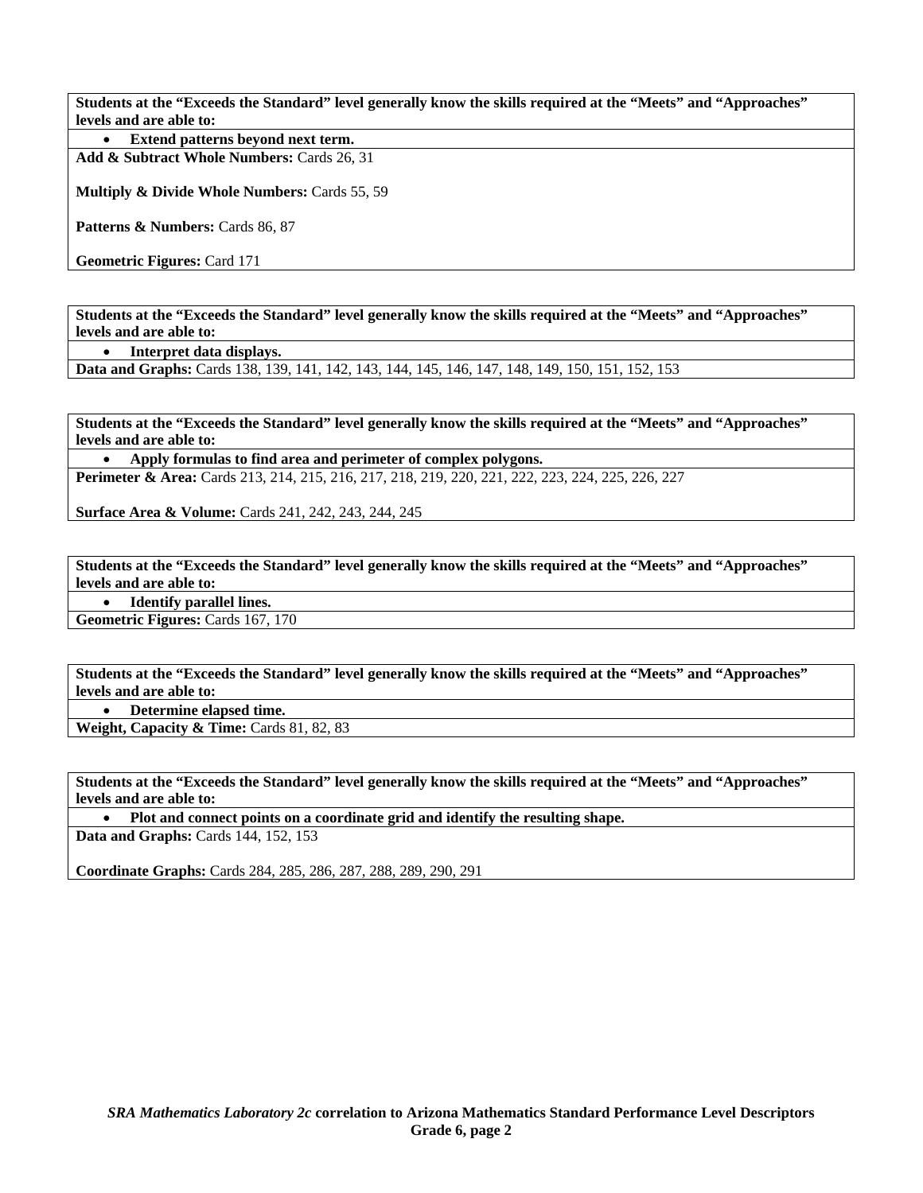**Students at the "Exceeds the Standard" level generally know the skills required at the "Meets" and "Approaches" levels and are able to:**

- **Extend patterns beyond next term.**

**Add & Subtract Whole Numbers:** Cards 26, 31

**Multiply & Divide Whole Numbers:** Cards 55, 59

**Patterns & Numbers:** Cards 86, 87

**Geometric Figures:** Card 171

**Students at the "Exceeds the Standard" level generally know the skills required at the "Meets" and "Approaches" levels and are able to:**

- **Interpret data displays.**

**Data and Graphs:** Cards 138, 139, 141, 142, 143, 144, 145, 146, 147, 148, 149, 150, 151, 152, 153

**Students at the "Exceeds the Standard" level generally know the skills required at the "Meets" and "Approaches" levels and are able to:**

- **Apply formulas to find area and perimeter of complex polygons.**

**Perimeter & Area:** Cards 213, 214, 215, 216, 217, 218, 219, 220, 221, 222, 223, 224, 225, 226, 227

**Surface Area & Volume:** Cards 241, 242, 243, 244, 245

**Students at the "Exceeds the Standard" level generally know the skills required at the "Meets" and "Approaches" levels and are able to:**

- **Identify parallel lines.**

**Geometric Figures:** Cards 167, 170

**Students at the "Exceeds the Standard" level generally know the skills required at the "Meets" and "Approaches" levels and are able to:**

- **Determine elapsed time.**

**Weight, Capacity & Time:** Cards 81, 82, 83

**Students at the "Exceeds the Standard" level generally know the skills required at the "Meets" and "Approaches" levels and are able to:**

- **Plot and connect points on a coordinate grid and identify the resulting shape.**

**Data and Graphs:** Cards 144, 152, 153

**Coordinate Graphs:** Cards 284, 285, 286, 287, 288, 289, 290, 291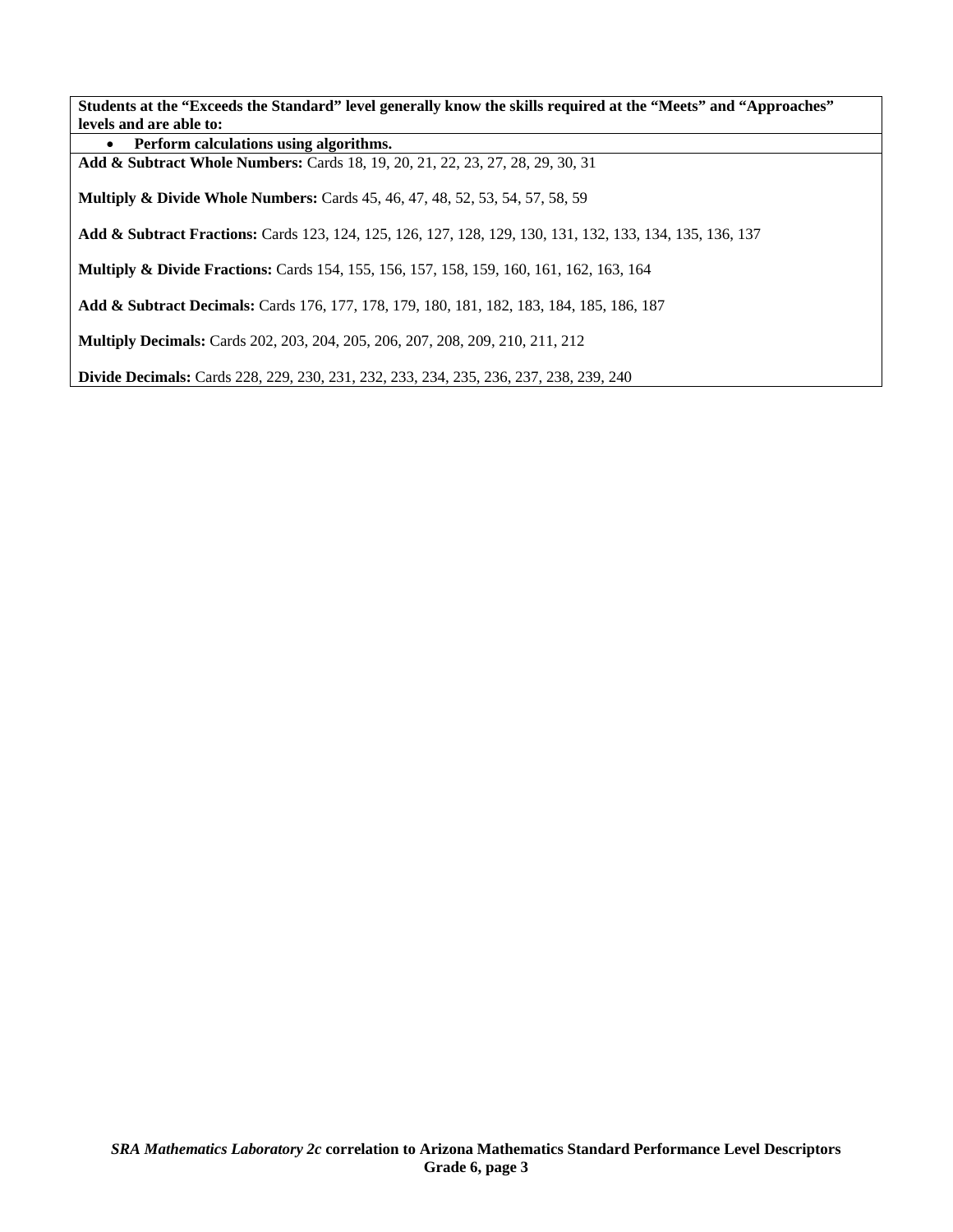**Students at the "Exceeds the Standard" level generally know the skills required at the "Meets" and "Approaches" levels and are able to:**

- **Perform calculations using algorithms.**

**Add & Subtract Whole Numbers:** Cards 18, 19, 20, 21, 22, 23, 27, 28, 29, 30, 31

**Multiply & Divide Whole Numbers:** Cards 45, 46, 47, 48, 52, 53, 54, 57, 58, 59

**Add & Subtract Fractions:** Cards 123, 124, 125, 126, 127, 128, 129, 130, 131, 132, 133, 134, 135, 136, 137

**Multiply & Divide Fractions:** Cards 154, 155, 156, 157, 158, 159, 160, 161, 162, 163, 164

**Add & Subtract Decimals:** Cards 176, 177, 178, 179, 180, 181, 182, 183, 184, 185, 186, 187

**Multiply Decimals:** Cards 202, 203, 204, 205, 206, 207, 208, 209, 210, 211, 212

**Divide Decimals:** Cards 228, 229, 230, 231, 232, 233, 234, 235, 236, 237, 238, 239, 240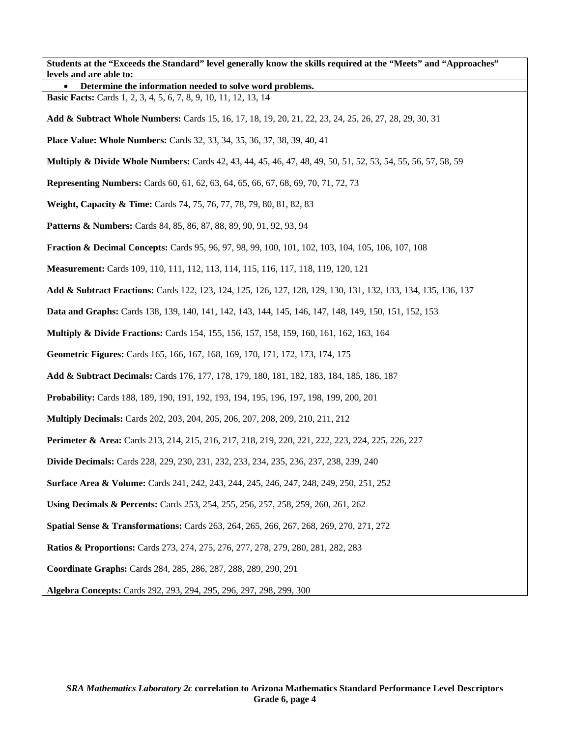**Students at the “Exceeds the Standard” level generally know the skills required at the “Meets” and “Approaches” levels and are able to:**

- **Determine the information needed to solve word problems.**

**Basic Facts:** Cards 1, 2, 3, 4, 5, 6, 7, 8, 9, 10, 11, 12, 13, 14

**Add & Subtract Whole Numbers:** Cards 15, 16, 17, 18, 19, 20, 21, 22, 23, 24, 25, 26, 27, 28, 29, 30, 31

**Place Value: Whole Numbers:** Cards 32, 33, 34, 35, 36, 37, 38, 39, 40, 41

**Multiply & Divide Whole Numbers:** Cards 42, 43, 44, 45, 46, 47, 48, 49, 50, 51, 52, 53, 54, 55, 56, 57, 58, 59

**Representing Numbers:** Cards 60, 61, 62, 63, 64, 65, 66, 67, 68, 69, 70, 71, 72, 73

**Weight, Capacity & Time:** Cards 74, 75, 76, 77, 78, 79, 80, 81, 82, 83

**Patterns & Numbers:** Cards 84, 85, 86, 87, 88, 89, 90, 91, 92, 93, 94

**Fraction & Decimal Concepts:** Cards 95, 96, 97, 98, 99, 100, 101, 102, 103, 104, 105, 106, 107, 108

**Measurement:** Cards 109, 110, 111, 112, 113, 114, 115, 116, 117, 118, 119, 120, 121

**Add & Subtract Fractions:** Cards 122, 123, 124, 125, 126, 127, 128, 129, 130, 131, 132, 133, 134, 135, 136, 137

**Data and Graphs:** Cards 138, 139, 140, 141, 142, 143, 144, 145, 146, 147, 148, 149, 150, 151, 152, 153

**Multiply & Divide Fractions:** Cards 154, 155, 156, 157, 158, 159, 160, 161, 162, 163, 164

**Geometric Figures:** Cards 165, 166, 167, 168, 169, 170, 171, 172, 173, 174, 175

**Add & Subtract Decimals:** Cards 176, 177, 178, 179, 180, 181, 182, 183, 184, 185, 186, 187

**Probability:** Cards 188, 189, 190, 191, 192, 193, 194, 195, 196, 197, 198, 199, 200, 201

**Multiply Decimals:** Cards 202, 203, 204, 205, 206, 207, 208, 209, 210, 211, 212

**Perimeter & Area:** Cards 213, 214, 215, 216, 217, 218, 219, 220, 221, 222, 223, 224, 225, 226, 227

**Divide Decimals:** Cards 228, 229, 230, 231, 232, 233, 234, 235, 236, 237, 238, 239, 240

**Surface Area & Volume:** Cards 241, 242, 243, 244, 245, 246, 247, 248, 249, 250, 251, 252

**Using Decimals & Percents:** Cards 253, 254, 255, 256, 257, 258, 259, 260, 261, 262

**Spatial Sense & Transformations:** Cards 263, 264, 265, 266, 267, 268, 269, 270, 271, 272

**Ratios & Proportions:** Cards 273, 274, 275, 276, 277, 278, 279, 280, 281, 282, 283

**Coordinate Graphs:** Cards 284, 285, 286, 287, 288, 289, 290, 291

**Algebra Concepts:** Cards 292, 293, 294, 295, 296, 297, 298, 299, 300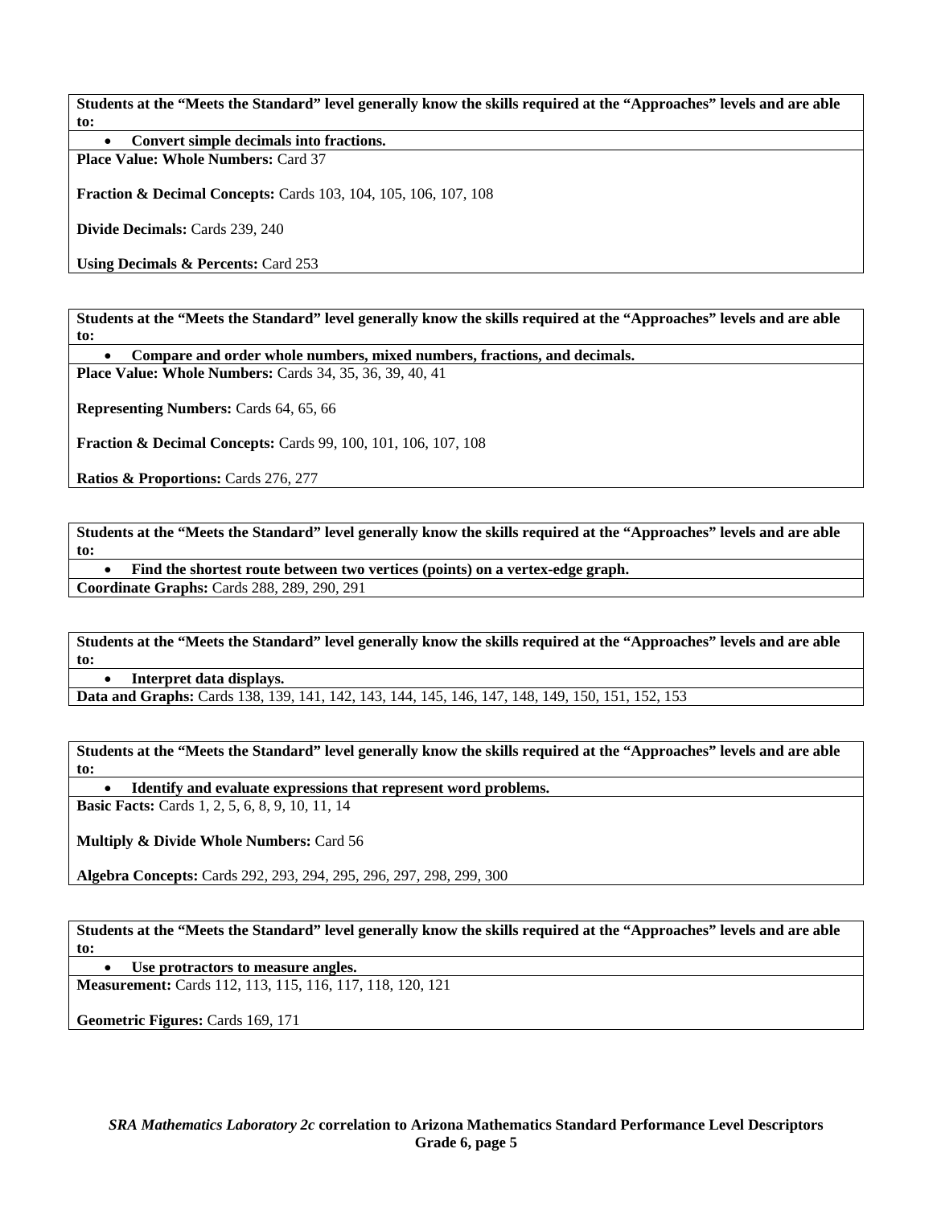| **Students at the "Meets the Standard" level generally know the skills required at the "Approaches" levels and are able to:** |
|---|
| • **Convert simple decimals into fractions.** |
| **Place Value: Whole Numbers:** Card 37<br><br>**Fraction & Decimal Concepts:** Cards 103, 104, 105, 106, 107, 108<br><br>**Divide Decimals:** Cards 239, 240<br><br>**Using Decimals & Percents:** Card 253 |

| **Students at the "Meets the Standard" level generally know the skills required at the "Approaches" levels and are able to:** |
|---|
| • **Compare and order whole numbers, mixed numbers, fractions, and decimals.** |
| **Place Value: Whole Numbers:** Cards 34, 35, 36, 39, 40, 41<br><br>**Representing Numbers:** Cards 64, 65, 66<br><br>**Fraction & Decimal Concepts:** Cards 99, 100, 101, 106, 107, 108<br><br>**Ratios & Proportions:** Cards 276, 277 |

| **Students at the "Meets the Standard" level generally know the skills required at the "Approaches" levels and are able to:** |
|---|
| • **Find the shortest route between two vertices (points) on a vertex-edge graph.** |
| **Coordinate Graphs:** Cards 288, 289, 290, 291 |

| **Students at the "Meets the Standard" level generally know the skills required at the "Approaches" levels and are able to:** |
|---|
| • **Interpret data displays.** |
| **Data and Graphs:** Cards 138, 139, 141, 142, 143, 144, 145, 146, 147, 148, 149, 150, 151, 152, 153 |

| **Students at the "Meets the Standard" level generally know the skills required at the "Approaches" levels and are able to:** |
|---|
| • **Identify and evaluate expressions that represent word problems.** |
| **Basic Facts:** Cards 1, 2, 5, 6, 8, 9, 10, 11, 14<br><br>**Multiply & Divide Whole Numbers:** Card 56<br><br>**Algebra Concepts:** Cards 292, 293, 294, 295, 296, 297, 298, 299, 300 |

| **Students at the "Meets the Standard" level generally know the skills required at the "Approaches" levels and are able to:** |
|---|
| • **Use protractors to measure angles.** |
| **Measurement:** Cards 112, 113, 115, 116, 117, 118, 120, 121<br><br>**Geometric Figures:** Cards 169, 171 |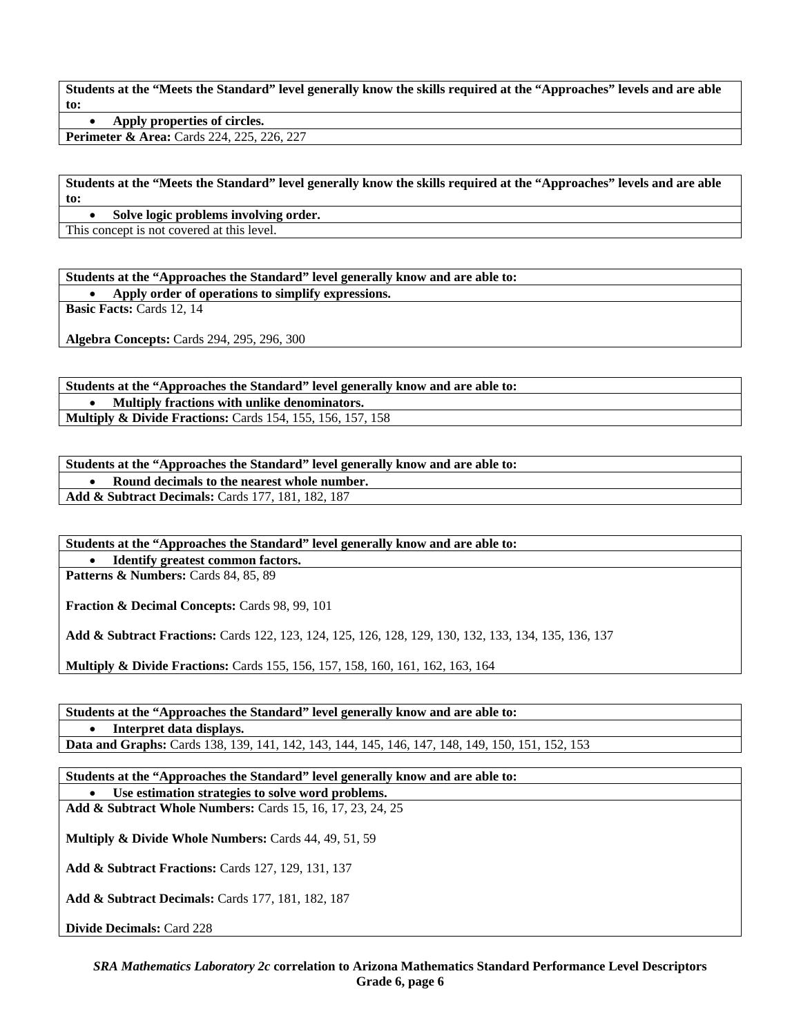**Students at the "Meets the Standard" level generally know the skills required at the "Approaches" levels and are able to:**

- **Apply properties of circles.**

**Perimeter & Area:** Cards 224, 225, 226, 227

**Students at the "Meets the Standard" level generally know the skills required at the "Approaches" levels and are able to:**

- **Solve logic problems involving order.**

This concept is not covered at this level.

**Students at the "Approaches the Standard" level generally know and are able to:**

- **Apply order of operations to simplify expressions.**

**Basic Facts:** Cards 12, 14

**Algebra Concepts:** Cards 294, 295, 296, 300

**Students at the "Approaches the Standard" level generally know and are able to:**

- **Multiply fractions with unlike denominators.**

**Multiply & Divide Fractions:** Cards 154, 155, 156, 157, 158

**Students at the "Approaches the Standard" level generally know and are able to:**

- **Round decimals to the nearest whole number.**

**Add & Subtract Decimals:** Cards 177, 181, 182, 187

**Students at the "Approaches the Standard" level generally know and are able to:**

- **Identify greatest common factors.**

**Patterns & Numbers:** Cards 84, 85, 89

**Fraction & Decimal Concepts:** Cards 98, 99, 101

**Add & Subtract Fractions:** Cards 122, 123, 124, 125, 126, 128, 129, 130, 132, 133, 134, 135, 136, 137

**Multiply & Divide Fractions:** Cards 155, 156, 157, 158, 160, 161, 162, 163, 164

**Students at the "Approaches the Standard" level generally know and are able to:**

- **Interpret data displays.**

**Data and Graphs:** Cards 138, 139, 141, 142, 143, 144, 145, 146, 147, 148, 149, 150, 151, 152, 153

**Students at the "Approaches the Standard" level generally know and are able to:**

- **Use estimation strategies to solve word problems.**

**Add & Subtract Whole Numbers:** Cards 15, 16, 17, 23, 24, 25

**Multiply & Divide Whole Numbers:** Cards 44, 49, 51, 59

**Add & Subtract Fractions:** Cards 127, 129, 131, 137

**Add & Subtract Decimals:** Cards 177, 181, 182, 187

**Divide Decimals:** Card 228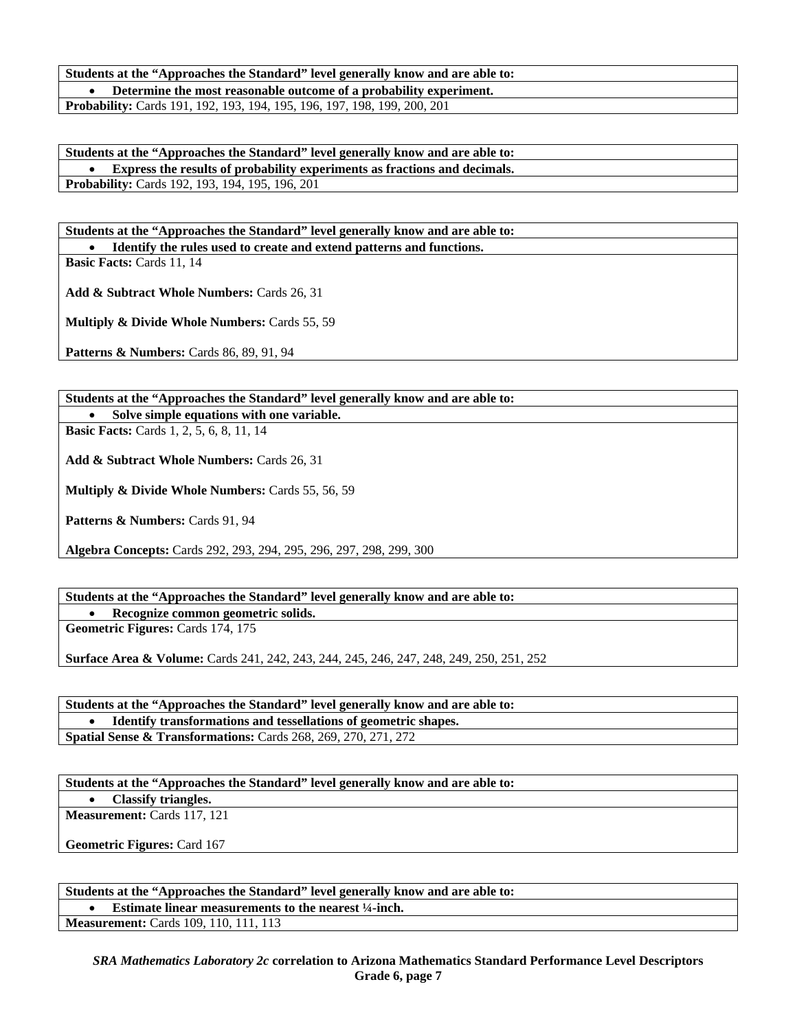| Students at the "Approaches the Standard" level generally know and are able to: |
|---|
| • **Determine the most reasonable outcome of a probability experiment.** |
| **Probability:** Cards 191, 192, 193, 194, 195, 196, 197, 198, 199, 200, 201 |

| Students at the "Approaches the Standard" level generally know and are able to: |
|---|
| • **Express the results of probability experiments as fractions and decimals.** |
| **Probability:** Cards 192, 193, 194, 195, 196, 201 |

| Students at the "Approaches the Standard" level generally know and are able to: |
|---|
| • **Identify the rules used to create and extend patterns and functions.** |
| **Basic Facts:** Cards 11, 14<br><br>**Add & Subtract Whole Numbers:** Cards 26, 31<br><br>**Multiply & Divide Whole Numbers:** Cards 55, 59<br><br>**Patterns & Numbers:** Cards 86, 89, 91, 94 |

| Students at the "Approaches the Standard" level generally know and are able to: |
|---|
| • **Solve simple equations with one variable.** |
| **Basic Facts:** Cards 1, 2, 5, 6, 8, 11, 14<br><br>**Add & Subtract Whole Numbers:** Cards 26, 31<br><br>**Multiply & Divide Whole Numbers:** Cards 55, 56, 59<br><br>**Patterns & Numbers:** Cards 91, 94<br><br>**Algebra Concepts:** Cards 292, 293, 294, 295, 296, 297, 298, 299, 300 |

| Students at the "Approaches the Standard" level generally know and are able to: |
|---|
| • **Recognize common geometric solids.** |
| **Geometric Figures:** Cards 174, 175<br><br>**Surface Area & Volume:** Cards 241, 242, 243, 244, 245, 246, 247, 248, 249, 250, 251, 252 |

| Students at the "Approaches the Standard" level generally know and are able to: |
|---|
| • **Identify transformations and tessellations of geometric shapes.** |
| **Spatial Sense & Transformations:** Cards 268, 269, 270, 271, 272 |

| Students at the "Approaches the Standard" level generally know and are able to: |
|---|
| • **Classify triangles.** |
| **Measurement:** Cards 117, 121<br><br>**Geometric Figures:** Card 167 |

| Students at the "Approaches the Standard" level generally know and are able to: |
|---|
| • **Estimate linear measurements to the nearest ¼-inch.** |
| **Measurement:** Cards 109, 110, 111, 113 |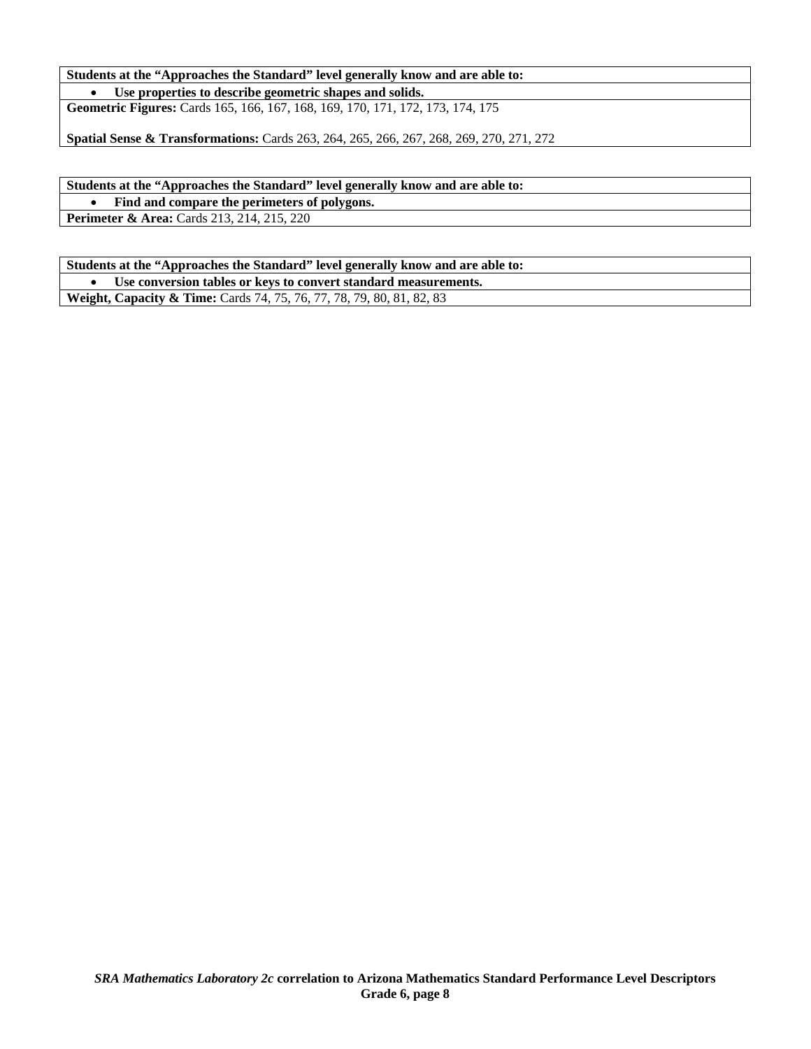| Students at the "Approaches the Standard" level generally know and are able to: |
| --- |
| • **Use properties to describe geometric shapes and solids.** |
| **Geometric Figures:** Cards 165, 166, 167, 168, 169, 170, 171, 172, 173, 174, 175<br><br>**Spatial Sense & Transformations:** Cards 263, 264, 265, 266, 267, 268, 269, 270, 271, 272 |

| Students at the "Approaches the Standard" level generally know and are able to: |
| --- |
| • **Find and compare the perimeters of polygons.** |
| **Perimeter & Area:** Cards 213, 214, 215, 220 |

| Students at the "Approaches the Standard" level generally know and are able to: |
| --- |
| • **Use conversion tables or keys to convert standard measurements.** |
| **Weight, Capacity & Time:** Cards 74, 75, 76, 77, 78, 79, 80, 81, 82, 83 |